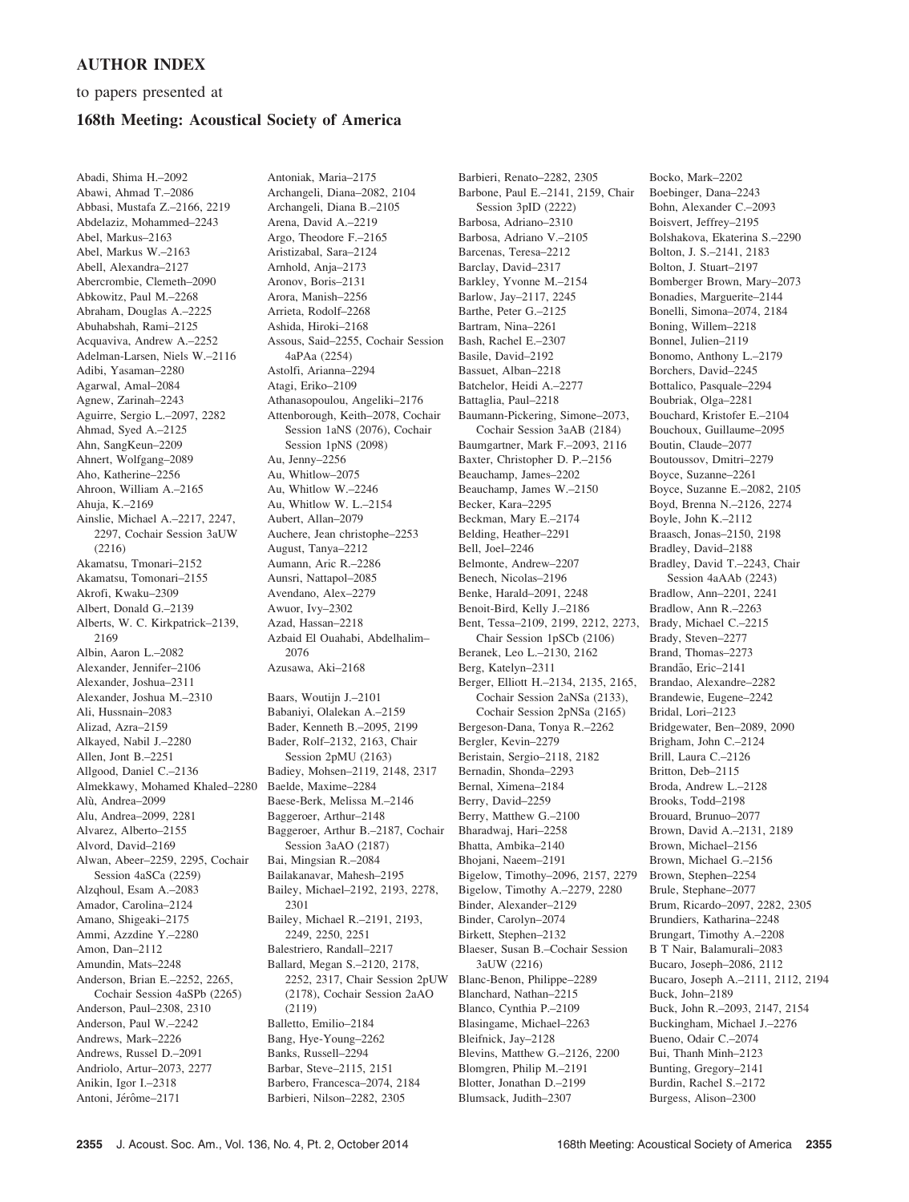# AUTHOR INDEX

to papers presented at

## 168th Meeting: Acoustical Society of America

Abadi, Shima H.–2092
Abawi, Ahmad T.–2086
Abbasi, Mustafa Z.–2166, 2219
Abdelaziz, Mohammed–2243
Abel, Markus–2163
Abel, Markus W.–2163
Abell, Alexandra–2127
Abercrombie, Clemeth–2090
Abkowitz, Paul M.–2268
Abraham, Douglas A.–2225
Abuhabshah, Rami–2125
Acquaviva, Andrew A.–2252
Adelman-Larsen, Niels W.–2116
Adibi, Yasaman–2280
Agarwal, Amal–2084
Agnew, Zarinah–2243
Aguirre, Sergio L.–2097, 2282
Ahmad, Syed A.–2125
Ahn, SangKeun–2209
Ahnert, Wolfgang–2089
Aho, Katherine–2256
Ahroon, William A.–2165
Ahuja, K.–2169
Ainslie, Michael A.–2217, 2247, 2297, Cochair Session 3aUW (2216)
Akamatsu, Tmonari–2152
Akamatsu, Tomonari–2155
Akrofi, Kwaku–2309
Albert, Donald G.–2139
Alberts, W. C. Kirkpatrick–2139, 2169
Albin, Aaron L.–2082
Alexander, Jennifer–2106
Alexander, Joshua–2311
Alexander, Joshua M.–2310
Ali, Hussnain–2083
Alizad, Azra–2159
Alkayed, Nabil J.–2280
Allen, Jont B.–2251
Allgood, Daniel C.–2136
Almekkawy, Mohamed Khaled–2280
Alù, Andrea–2099
Alu, Andrea–2099, 2281
Alvarez, Alberto–2155
Alvord, David–2169
Alwan, Abeer–2259, 2295, Cochair Session 4aSCa (2259)
Alzqhoul, Esam A.–2083
Amador, Carolina–2124
Amano, Shigeaki–2175
Ammi, Azzdine Y.–2280
Amon, Dan–2112
Amundin, Mats–2248
Anderson, Brian E.–2252, 2265, Cochair Session 4aSPb (2265)
Anderson, Paul–2308, 2310
Anderson, Paul W.–2242
Andrews, Mark–2226
Andrews, Russel D.–2091
Andriolo, Artur–2073, 2277
Anikin, Igor I.–2318
Antoni, Jérôme–2171
Antoniak, Maria–2175
Archangeli, Diana–2082, 2104
Archangeli, Diana B.–2105
Arena, David A.–2219
Argo, Theodore F.–2165
Aristizabal, Sara–2124
Arnhold, Anja–2173
Aronov, Boris–2131
Arora, Manish–2256
Arrieta, Rodolf–2268
Ashida, Hiroki–2168
Assous, Said–2255, Cochair Session 4aPAa (2254)
Astolfi, Arianna–2294
Atagi, Eriko–2109
Athanasopoulou, Angeliki–2176
Attenborough, Keith–2078, Cochair Session 1aNS (2076), Cochair Session 1pNS (2098)
Au, Jenny–2256
Au, Whitlow–2075
Au, Whitlow W.–2246
Au, Whitlow W. L.–2154
Aubert, Allan–2079
Auchere, Jean christophe–2253
August, Tanya–2212
Aumann, Aric R.–2286
Aunsri, Nattapol–2085
Avendano, Alex–2279
Awuor, Ivy–2302
Azad, Hassan–2218
Azbaid El Ouahabi, Abdelhalim–2076
Azusawa, Aki–2168
Baars, Woutijn J.–2101
Babaniyi, Olalekan A.–2159
Bader, Kenneth B.–2095, 2199
Bader, Rolf–2132, 2163, Chair Session 2pMU (2163)
Badiey, Mohsen–2119, 2148, 2317
Baelde, Maxime–2284
Baese-Berk, Melissa M.–2146
Baggeroer, Arthur–2148
Baggeroer, Arthur B.–2187, Cochair Session 3aAO (2187)
Bai, Mingsian R.–2084
Bailakanavar, Mahesh–2195
Bailey, Michael–2192, 2193, 2278, 2301
Bailey, Michael R.–2191, 2193, 2249, 2250, 2251
Balestriero, Randall–2217
Ballard, Megan S.–2120, 2178, 2252, 2317, Chair Session 2pUW (2178), Cochair Session 2aAO (2119)
Balletto, Emilio–2184
Bang, Hye-Young–2262
Banks, Russell–2294
Barbar, Steve–2115, 2151
Barbero, Francesca–2074, 2184
Barbieri, Nilson–2282, 2305
Barbieri, Renato–2282, 2305
Barbone, Paul E.–2141, 2159, Chair Session 3pID (2222)
Barbosa, Adriano–2310
Barbosa, Adriano V.–2105
Barcenas, Teresa–2212
Barclay, David–2317
Barkley, Yvonne M.–2154
Barlow, Jay–2117, 2245
Barthe, Peter G.–2125
Bartram, Nina–2261
Bash, Rachel E.–2307
Basile, David–2192
Bassuet, Alban–2218
Batchelor, Heidi A.–2277
Battaglia, Paul–2218
Baumann-Pickering, Simone–2073, Cochair Session 3aAB (2184)
Baumgartner, Mark F.–2093, 2116
Baxter, Christopher D. P.–2156
Beauchamp, James–2202
Beauchamp, James W.–2150
Becker, Kara–2295
Beckman, Mary E.–2174
Belding, Heather–2291
Bell, Joel–2246
Belmonte, Andrew–2207
Benech, Nicolas–2196
Benke, Harald–2091, 2248
Benoit-Bird, Kelly J.–2186
Bent, Tessa–2109, 2199, 2212, 2273, Chair Session 1pSCb (2106)
Beranek, Leo L.–2130, 2162
Berg, Katelyn–2311
Berger, Elliott H.–2134, 2135, 2165, Cochair Session 2aNSa (2133), Cochair Session 2pNSa (2165)
Bergeson-Dana, Tonya R.–2262
Bergler, Kevin–2279
Beristain, Sergio–2118, 2182
Bernadin, Shonda–2293
Bernal, Ximena–2184
Berry, David–2259
Berry, Matthew G.–2100
Bharadwaj, Hari–2258
Bhatta, Ambika–2140
Bhojani, Naeem–2191
Bigelow, Timothy–2096, 2157, 2279
Bigelow, Timothy A.–2279, 2280
Binder, Alexander–2129
Binder, Carolyn–2074
Birkett, Stephen–2132
Blaeser, Susan B.–Cochair Session 3aUW (2216)
Blanc-Benon, Philippe–2289
Blanchard, Nathan–2215
Blanco, Cynthia P.–2109
Blasingame, Michael–2263
Bleifnick, Jay–2128
Blevins, Matthew G.–2126, 2200
Blomgren, Philip M.–2191
Blotter, Jonathan D.–2199
Blumsack, Judith–2307
Bocko, Mark–2202
Boebinger, Dana–2243
Bohn, Alexander C.–2093
Boisvert, Jeffrey–2195
Bolshakova, Ekaterina S.–2290
Bolton, J. S.–2141, 2183
Bolton, J. Stuart–2197
Bomberger Brown, Mary–2073
Bonadies, Marguerite–2144
Bonelli, Simona–2074, 2184
Boning, Willem–2218
Bonnel, Julien–2119
Bonomo, Anthony L.–2179
Borchers, David–2245
Bottalico, Pasquale–2294
Boubriak, Olga–2281
Bouchard, Kristofer E.–2104
Bouchoux, Guillaume–2095
Boutin, Claude–2077
Boutoussov, Dmitri–2279
Boyce, Suzanne–2261
Boyce, Suzanne E.–2082, 2105
Boyd, Brenna N.–2126, 2274
Boyle, John K.–2112
Braasch, Jonas–2150, 2198
Bradley, David–2188
Bradley, David T.–2243, Chair Session 4aAAb (2243)
Bradlow, Ann–2201, 2241
Bradlow, Ann R.–2263
Brady, Michael C.–2215
Brady, Steven–2277
Brand, Thomas–2273
Brandão, Eric–2141
Brandao, Alexandre–2282
Brandewie, Eugene–2242
Bridal, Lori–2123
Bridgewater, Ben–2089, 2090
Brigham, John C.–2124
Brill, Laura C.–2126
Britton, Deb–2115
Broda, Andrew L.–2128
Brooks, Todd–2198
Brouard, Bruno–2077
Brown, David A.–2131, 2189
Brown, Michael–2156
Brown, Michael G.–2156
Brown, Stephen–2254
Brule, Stephane–2077
Brum, Ricardo–2097, 2282, 2305
Brundiers, Katharina–2248
Brungart, Timothy A.–2208
B T Nair, Balamurali–2083
Bucaro, Joseph–2086, 2112
Bucaro, Joseph A.–2111, 2112, 2194
Buck, John–2189
Buck, John R.–2093, 2147, 2154
Buckingham, Michael J.–2276
Bueno, Odair C.–2074
Bui, Thanh Minh–2123
Bunting, Gregory–2141
Burdin, Rachel S.–2172
Burgess, Alison–2300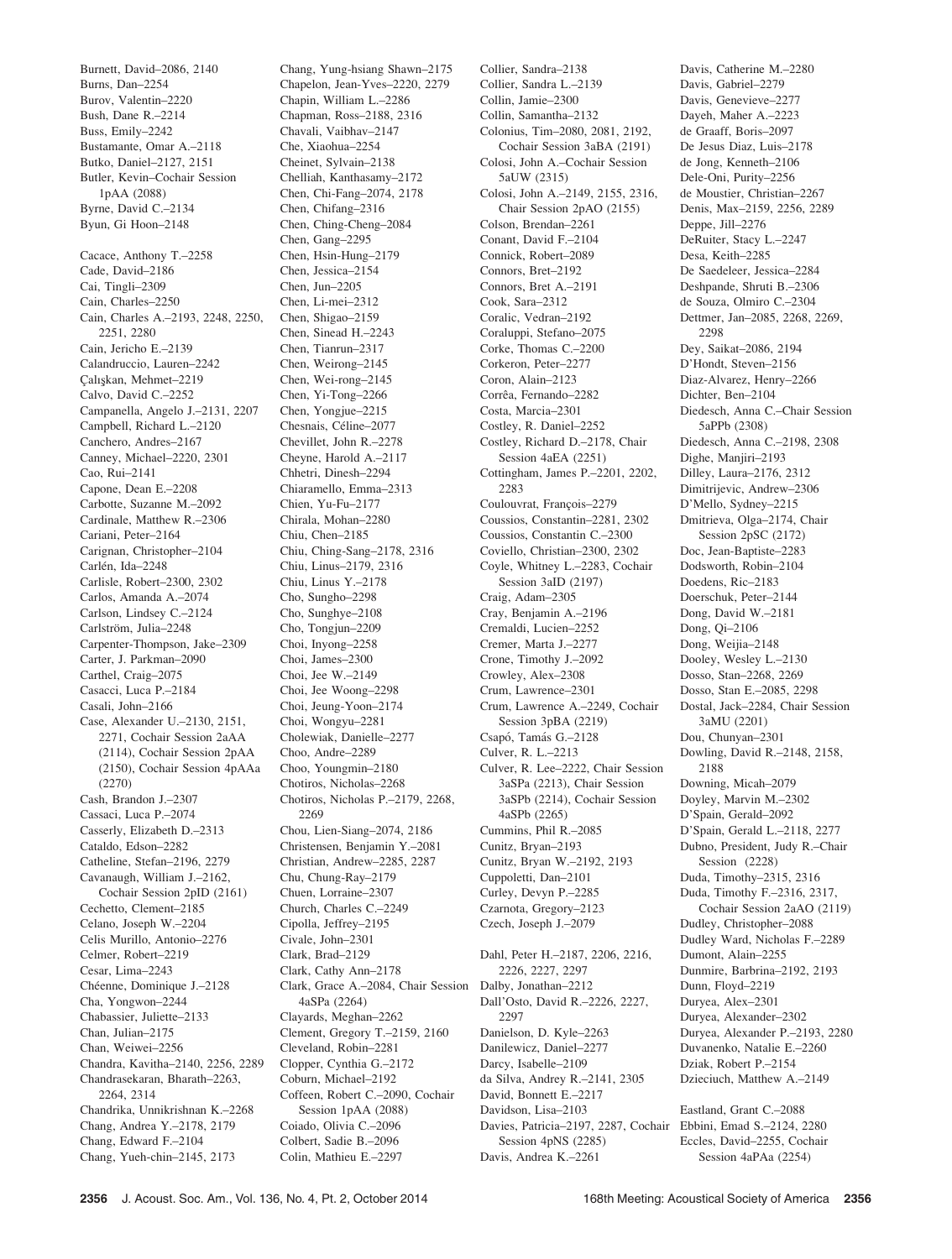Burnett, David–2086, 2140
Burns, Dan–2254
Burov, Valentin–2220
Bush, Dane R.–2214
Buss, Emily–2242
Bustamante, Omar A.–2118
Butko, Daniel–2127, 2151
Butler, Kevin–Cochair Session 1pAA (2088)
Byrne, David C.–2134
Byun, Gi Hoon–2148

Cacace, Anthony T.–2258
Cade, David–2186
Cai, Tingli–2309
Cain, Charles–2250
Cain, Charles A.–2193, 2248, 2250, 2251, 2280
Cain, Jericho E.–2139
Calandruccio, Lauren–2242
Çalışkan, Mehmet–2219
Calvo, David C.–2252
Campanella, Angelo J.–2131, 2207
Campbell, Richard L.–2120
Canchero, Andres–2167
Canney, Michael–2220, 2301
Cao, Rui–2141
Capone, Dean E.–2208
Carbotte, Suzanne M.–2092
Cardinale, Matthew R.–2306
Cariani, Peter–2164
Carignan, Christopher–2104
Carlén, Ida–2248
Carlisle, Robert–2300, 2302
Carlos, Amanda A.–2074
Carlson, Lindsey C.–2124
Carlström, Julia–2248
Carpenter-Thompson, Jake–2309
Carter, J. Parkman–2090
Carthel, Craig–2075
Casacci, Luca P.–2184
Casali, John–2166
Case, Alexander U.–2130, 2151, 2271, Cochair Session 2aAA (2114), Cochair Session 2pAA (2150), Cochair Session 4pAAa (2270)
Cash, Brandon J.–2307
Cassaci, Luca P.–2074
Casserly, Elizabeth D.–2313
Cataldo, Edson–2282
Catheline, Stefan–2196, 2279
Cavanaugh, William J.–2162, Cochair Session 2pID (2161)
Cechetto, Clement–2185
Celano, Joseph W.–2204
Celis Murillo, Antonio–2276
Celmer, Robert–2219
Cesar, Lima–2243
Chéenne, Dominique J.–2128
Cha, Yongwon–2244
Chabassier, Juliette–2133
Chan, Julian–2175
Chan, Weiwei–2256
Chandra, Kavitha–2140, 2256, 2289
Chandrasekaran, Bharath–2263, 2264, 2314
Chandrika, Unnikrishnan K.–2268
Chang, Andrea Y.–2178, 2179
Chang, Edward F.–2104
Chang, Yueh-chin–2145, 2173
Chang, Yung-hsiang Shawn–2175
Chapelon, Jean-Yves–2220, 2279
Chapin, William L.–2286
Chapman, Ross–2188, 2316
Chavali, Vaibhav–2147
Che, Xiaohua–2254
Cheinet, Sylvain–2138
Chelliah, Kanthasamy–2172
Chen, Chi-Fang–2074, 2178
Chen, Chifang–2316
Chen, Ching-Cheng–2084
Chen, Gang–2295
Chen, Hsin-Hung–2179
Chen, Jessica–2154
Chen, Jun–2205
Chen, Li-mei–2312
Chen, Shigao–2159
Chen, Sinead H.–2243
Chen, Tianrun–2317
Chen, Weirong–2145
Chen, Wei-rong–2145
Chen, Yi-Tong–2266
Chen, Yongjue–2215
Chesnais, Céline–2077
Chevillet, John R.–2278
Cheyne, Harold A.–2117
Chhetri, Dinesh–2294
Chiaramello, Emma–2313
Chien, Yu-Fu–2177
Chirala, Mohan–2280
Chiu, Chen–2185
Chiu, Ching-Sang–2178, 2316
Chiu, Linus–2179, 2316
Chiu, Linus Y.–2178
Cho, Sungho–2298
Cho, Sunghye–2108
Cho, Tongjun–2209
Choi, Inyong–2258
Choi, James–2300
Choi, Jee W.–2149
Choi, Jee Woong–2298
Choi, Jeung-Yoon–2174
Choi, Wongyu–2281
Cholewiak, Danielle–2277
Choo, Andre–2289
Choo, Youngmin–2180
Chotiros, Nicholas–2268
Chotiros, Nicholas P.–2179, 2268, 2269
Chou, Lien-Siang–2074, 2186
Christensen, Benjamin Y.–2081
Christian, Andrew–2285, 2287
Chu, Chung-Ray–2179
Chuen, Lorraine–2307
Church, Charles C.–2249
Cipolla, Jeffrey–2195
Civale, John–2301
Clark, Brad–2129
Clark, Cathy Ann–2178
Clark, Grace A.–2084, Chair Session 4aSPa (2264)
Clayards, Meghan–2262
Clement, Gregory T.–2159, 2160
Cleveland, Robin–2281
Clopper, Cynthia G.–2172
Coburn, Michael–2192
Coffeen, Robert C.–2090, Cochair Session 1pAA (2088)
Coiado, Olivia C.–2096
Colbert, Sadie B.–2096
Colin, Mathieu E.–2297
Collier, Sandra–2138
Collier, Sandra L.–2139
Collin, Jamie–2300
Collin, Samantha–2132
Colonius, Tim–2080, 2081, 2192, Cochair Session 3aBA (2191)
Colosi, John A.–Cochair Session 5aUW (2315)
Colosi, John A.–2149, 2155, 2316, Chair Session 2pAO (2155)
Colson, Brendan–2261
Conant, David F.–2104
Connick, Robert–2089
Connors, Bret–2192
Connors, Bret A.–2191
Cook, Sara–2312
Coralic, Vedran–2192
Coraluppi, Stefano–2075
Corke, Thomas C.–2200
Corkeron, Peter–2277
Coron, Alain–2123
Corrêa, Fernando–2282
Costa, Marcia–2301
Costley, R. Daniel–2252
Costley, Richard D.–2178, Chair Session 4aEA (2251)
Cottingham, James P.–2201, 2202, 2283
Coulouvrat, François–2279
Coussios, Constantin–2281, 2302
Coussios, Constantin C.–2300
Coviello, Christian–2300, 2302
Coyle, Whitney L.–2283, Cochair Session 3aID (2197)
Craig, Adam–2305
Cray, Benjamin A.–2196
Cremaldi, Lucien–2252
Cremer, Marta J.–2277
Crone, Timothy J.–2092
Crowley, Alex–2308
Crum, Lawrence–2301
Crum, Lawrence A.–2249, Cochair Session 3pBA (2219)
Csapó, Tamás G.–2128
Culver, R. L.–2213
Culver, R. Lee–2222, Chair Session 3aSPa (2213), Chair Session 3aSPb (2214), Cochair Session 4aSPb (2265)
Cummins, Phil R.–2085
Cunitz, Bryan–2193
Cunitz, Bryan W.–2192, 2193
Cuppoletti, Dan–2101
Curley, Devyn P.–2285
Czarnota, Gregory–2123
Czech, Joseph J.–2079

Dahl, Peter H.–2187, 2206, 2216, 2226, 2227, 2297
Dalby, Jonathan–2212
Dall'Osto, David R.–2226, 2227, 2297
Danielson, D. Kyle–2263
Danilewicz, Daniel–2277
Darcy, Isabelle–2109
da Silva, Andrey R.–2141, 2305
David, Bonnett E.–2217
Davidson, Lisa–2103
Davies, Patricia–2197, 2287, Cochair Session 4pNS (2285)
Davis, Andrea K.–2261
Davis, Catherine M.–2280
Davis, Gabriel–2279
Davis, Genevieve–2277
Dayeh, Maher A.–2223
de Graaff, Boris–2097
De Jesus Diaz, Luis–2178
de Jong, Kenneth–2106
Dele-Oni, Purity–2256
de Moustier, Christian–2267
Denis, Max–2159, 2256, 2289
Deppe, Jill–2276
DeRuiter, Stacy L.–2247
Desa, Keith–2285
De Saedeleer, Jessica–2284
Deshpande, Shruti B.–2306
de Souza, Olmiro C.–2304
Dettmer, Jan–2085, 2268, 2269, 2298
Dey, Saikat–2086, 2194
D'Hondt, Steven–2156
Diaz-Alvarez, Henry–2266
Dichter, Ben–2104
Diedesch, Anna C.–Chair Session 5aPPb (2308)
Diedesch, Anna C.–2198, 2308
Dighe, Manjiri–2193
Dilley, Laura–2176, 2312
Dimitrijevic, Andrew–2306
D'Mello, Sydney–2215
Dmitrieva, Olga–2174, Chair Session 2pSC (2172)
Doc, Jean-Baptiste–2283
Dodsworth, Robin–2104
Doedens, Ric–2183
Doerschuk, Peter–2144
Dong, David W.–2181
Dong, Qi–2106
Dong, Weijia–2148
Dooley, Wesley L.–2130
Dosso, Stan–2268, 2269
Dosso, Stan E.–2085, 2298
Dostal, Jack–2284, Chair Session 3aMU (2201)
Dou, Chunyan–2301
Dowling, David R.–2148, 2158, 2188
Downing, Micah–2079
Doyley, Marvin M.–2302
D'Spain, Gerald–2092
D'Spain, Gerald L.–2118, 2277
Dubno, President, Judy R.–Chair Session (2228)
Duda, Timothy–2315, 2316
Duda, Timothy F.–2316, 2317, Cochair Session 2aAO (2119)
Dudley, Christopher–2088
Dudley Ward, Nicholas F.–2289
Dumont, Alain–2255
Dunmire, Barbrina–2192, 2193
Dunn, Floyd–2219
Duryea, Alex–2301
Duryea, Alexander–2302
Duryea, Alexander P.–2193, 2280
Duvanenko, Natalie E.–2260
Dziak, Robert P.–2154
Dzieciuch, Matthew A.–2149

Eastland, Grant C.–2088
Ebbini, Emad S.–2124, 2280
Eccles, David–2255, Cochair Session 4aPAa (2254)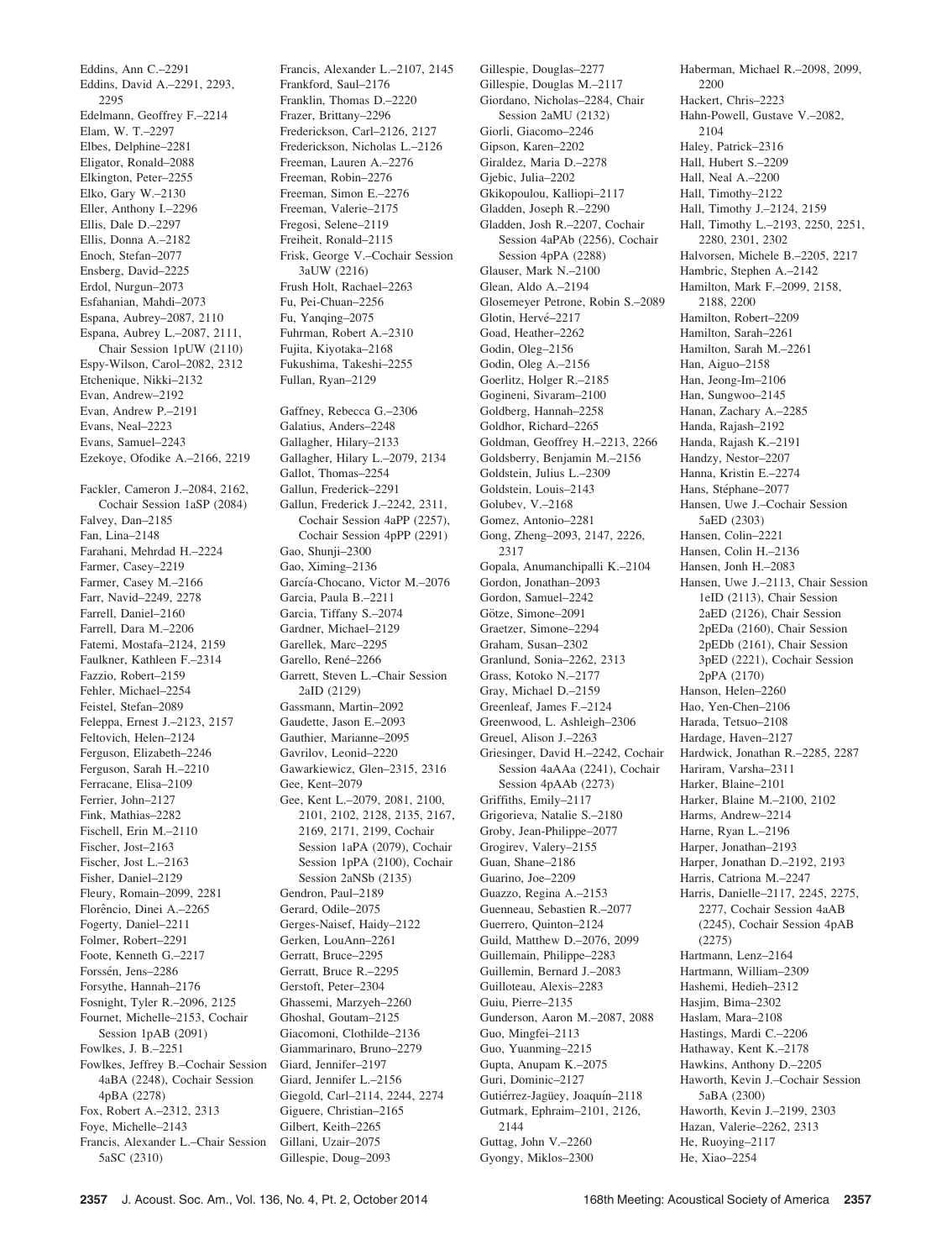Eddins, Ann C.–2291
Eddins, David A.–2291, 2293, 2295
Edelmann, Geoffrey F.–2214
Elam, W. T.–2297
Elbes, Delphine–2281
Eligator, Ronald–2088
Elkington, Peter–2255
Elko, Gary W.–2130
Eller, Anthony I.–2296
Ellis, Dale D.–2297
Ellis, Donna A.–2182
Enoch, Stefan–2077
Ensberg, David–2225
Erdol, Nurgun–2073
Esfahanian, Mahdi–2073
Espana, Aubrey–2087, 2110
Espana, Aubrey L.–2087, 2111, Chair Session 1pUW (2110)
Espy-Wilson, Carol–2082, 2312
Etchenique, Nikki–2132
Evan, Andrew–2192
Evan, Andrew P.–2191
Evans, Neal–2223
Evans, Samuel–2243
Ezekoye, Ofodike A.–2166, 2219

Fackler, Cameron J.–2084, 2162, Cochair Session 1aSP (2084)
Falvey, Dan–2185
Fan, Lina–2148
Farahani, Mehrdad H.–2224
Farmer, Casey–2219
Farmer, Casey M.–2166
Farr, Navid–2249, 2278
Farrell, Daniel–2160
Farrell, Dara M.–2206
Fatemi, Mostafa–2124, 2159
Faulkner, Kathleen F.–2314
Fazzio, Robert–2159
Fehler, Michael–2254
Feistel, Stefan–2089
Feleppa, Ernest J.–2123, 2157
Feltovich, Helen–2124
Ferguson, Elizabeth–2246
Ferguson, Sarah H.–2210
Ferracane, Elisa–2109
Ferrier, John–2127
Fink, Mathias–2282
Fischell, Erin M.–2110
Fischer, Jost–2163
Fischer, Jost L.–2163
Fisher, Daniel–2129
Fleury, Romain–2099, 2281
Florêncio, Dinei A.–2265
Fogerty, Daniel–2211
Folmer, Robert–2291
Foote, Kenneth G.–2217
Forssén, Jens–2286
Forsythe, Hannah–2176
Fosnight, Tyler R.–2096, 2125
Fournet, Michelle–2153, Cochair Session 1pAB (2091)
Fowlkes, J. B.–2251
Fowlkes, Jeffrey B.–Cochair Session 4aBA (2248), Cochair Session 4pBA (2278)
Fox, Robert A.–2312, 2313
Foye, Michelle–2143
Francis, Alexander L.–Chair Session 5aSC (2310)
Francis, Alexander L.–2107, 2145
Frankford, Saul–2176
Franklin, Thomas D.–2220
Frazer, Brittany–2296
Frederickson, Carl–2126, 2127
Frederickson, Nicholas L.–2126
Freeman, Lauren A.–2276
Freeman, Robin–2276
Freeman, Simon E.–2276
Freeman, Valerie–2175
Fregosi, Selene–2119
Freiheit, Ronald–2115
Frisk, George V.–Cochair Session 3aUW (2216)
Frush Holt, Rachael–2263
Fu, Pei-Chuan–2256
Fu, Yanqing–2075
Fuhrman, Robert A.–2310
Fujita, Kiyotaka–2168
Fukushima, Takeshi–2255
Fullan, Ryan–2129

Gaffney, Rebecca G.–2306
Galatius, Anders–2248
Gallagher, Hilary–2133
Gallagher, Hilary L.–2079, 2134
Gallot, Thomas–2254
Gallun, Frederick–2291
Gallun, Frederick J.–2242, 2311, Cochair Session 4aPP (2257), Cochair Session 4pPP (2291)
Gao, Shunji–2300
Gao, Ximing–2136
García-Chocano, Victor M.–2076
Garcia, Paula B.–2211
Garcia, Tiffany S.–2074
Gardner, Michael–2129
Garellek, Marc–2295
Garello, René–2266
Garrett, Steven L.–Chair Session 2aID (2129)
Gassmann, Martin–2092
Gaudette, Jason E.–2093
Gauthier, Marianne–2095
Gavrilov, Leonid–2220
Gawarkiewicz, Glen–2315, 2316
Gee, Kent–2079
Gee, Kent L.–2079, 2081, 2100, 2101, 2102, 2128, 2135, 2167, 2169, 2171, 2199, Cochair Session 1aPA (2079), Cochair Session 1pPA (2100), Cochair Session 2aNSb (2135)
Gendron, Paul–2189
Gerard, Odile–2075
Gerges-Naisef, Haidy–2122
Gerken, LouAnn–2261
Gerratt, Bruce–2295
Gerratt, Bruce R.–2295
Gerstoft, Peter–2304
Ghassemi, Marzyeh–2260
Ghoshal, Goutam–2125
Giacomoni, Clothilde–2136
Giammarinaro, Bruno–2279
Giard, Jennifer–2197
Giard, Jennifer L.–2156
Giegold, Carl–2114, 2244, 2274
Giguere, Christian–2165
Gilbert, Keith–2265
Gillani, Uzair–2075
Gillespie, Doug–2093
Gillespie, Douglas–2277
Gillespie, Douglas M.–2117
Giordano, Nicholas–2284, Chair Session 2aMU (2132)
Giorli, Giacomo–2246
Gipson, Karen–2202
Giraldez, Maria D.–2278
Gjebic, Julia–2202
Gkikopoulou, Kalliopi–2117
Gladden, Joseph R.–2290
Gladden, Josh R.–2207, Cochair Session 4aPAb (2256), Cochair Session 4pPA (2288)
Glauser, Mark N.–2100
Glean, Aldo A.–2194
Glosemeyer Petrone, Robin S.–2089
Glotin, Hervé–2217
Goad, Heather–2262
Godin, Oleg–2156
Godin, Oleg A.–2156
Goerlitz, Holger R.–2185
Gogineni, Sivaram–2100
Goldberg, Hannah–2258
Goldhor, Richard–2265
Goldman, Geoffrey H.–2213, 2266
Goldsberry, Benjamin M.–2156
Goldstein, Julius L.–2309
Goldstein, Louis–2143
Golubev, V.–2168
Gomez, Antonio–2281
Gong, Zheng–2093, 2147, 2226, 2317
Gopala, Anumanchipalli K.–2104
Gordon, Jonathan–2093
Gordon, Samuel–2242
Götze, Simone–2091
Graetzer, Simone–2294
Graham, Susan–2302
Granlund, Sonia–2262, 2313
Grass, Kotoko N.–2177
Gray, Michael D.–2159
Greenleaf, James F.–2124
Greenwood, L. Ashleigh–2306
Greuel, Alison J.–2263
Griesinger, David H.–2242, Cochair Session 4aAAa (2241), Cochair Session 4pAAb (2273)
Griffiths, Emily–2117
Grigorieva, Natalie S.–2180
Groby, Jean-Philippe–2077
Grogirev, Valery–2155
Guan, Shane–2186
Guarino, Joe–2209
Guazzo, Regina A.–2153
Guenneau, Sebastien R.–2077
Guerrero, Quinton–2124
Guild, Matthew D.–2076, 2099
Guillemain, Philippe–2283
Guillemin, Bernard J.–2083
Guilloteau, Alexis–2283
Guiu, Pierre–2135
Gunderson, Aaron M.–2087, 2088
Guo, Mingfei–2113
Guo, Yuanming–2215
Gupta, Anupam K.–2075
Guri, Dominic–2127
Gutiérrez-Jagüey, Joaquín–2118
Gutmark, Ephraim–2101, 2126, 2144
Guttag, John V.–2260
Gyongy, Miklos–2300
Haberman, Michael R.–2098, 2099, 2200
Hackert, Chris–2223
Hahn-Powell, Gustave V.–2082, 2104
Haley, Patrick–2316
Hall, Hubert S.–2209
Hall, Neal A.–2200
Hall, Timothy–2122
Hall, Timothy J.–2124, 2159
Hall, Timothy L.–2193, 2250, 2251, 2280, 2301, 2302
Halvorsen, Michele B.–2205, 2217
Hambric, Stephen A.–2142
Hamilton, Mark F.–2099, 2158, 2188, 2200
Hamilton, Robert–2209
Hamilton, Sarah–2261
Hamilton, Sarah M.–2261
Han, Aiguo–2158
Han, Jeong-Im–2106
Han, Sungwoo–2145
Hanan, Zachary A.–2285
Handa, Rajash–2192
Handa, Rajash K.–2191
Handzy, Nestor–2207
Hanna, Kristin E.–2274
Hans, Stéphane–2077
Hansen, Uwe J.–Cochair Session 5aED (2303)
Hansen, Colin–2221
Hansen, Colin H.–2136
Hansen, Jonh H.–2083
Hansen, Uwe J.–2113, Chair Session 1eID (2113), Chair Session 2aED (2126), Chair Session 2pEDa (2160), Chair Session 2pEDb (2161), Chair Session 3pED (2221), Cochair Session 2pPA (2170)
Hanson, Helen–2260
Hao, Yen-Chen–2106
Harada, Tetsuo–2108
Hardage, Haven–2127
Hardwick, Jonathan R.–2285, 2287
Hariram, Varsha–2311
Harker, Blaine–2101
Harker, Blaine M.–2100, 2102
Harms, Andrew–2214
Harne, Ryan L.–2196
Harper, Jonathan–2193
Harper, Jonathan D.–2192, 2193
Harris, Catriona M.–2247
Harris, Danielle–2117, 2245, 2275, 2277, Cochair Session 4aAB (2245), Cochair Session 4pAB (2275)
Hartmann, Lenz–2164
Hartmann, William–2309
Hashemi, Hedieh–2312
Hasjim, Bima–2302
Haslam, Mara–2108
Hastings, Mardi C.–2206
Hathaway, Kent K.–2178
Hawkins, Anthony D.–2205
Haworth, Kevin J.–Cochair Session 5aBA (2300)
Haworth, Kevin J.–2199, 2303
Hazan, Valerie–2262, 2313
He, Ruoying–2117
He, Xiao–2254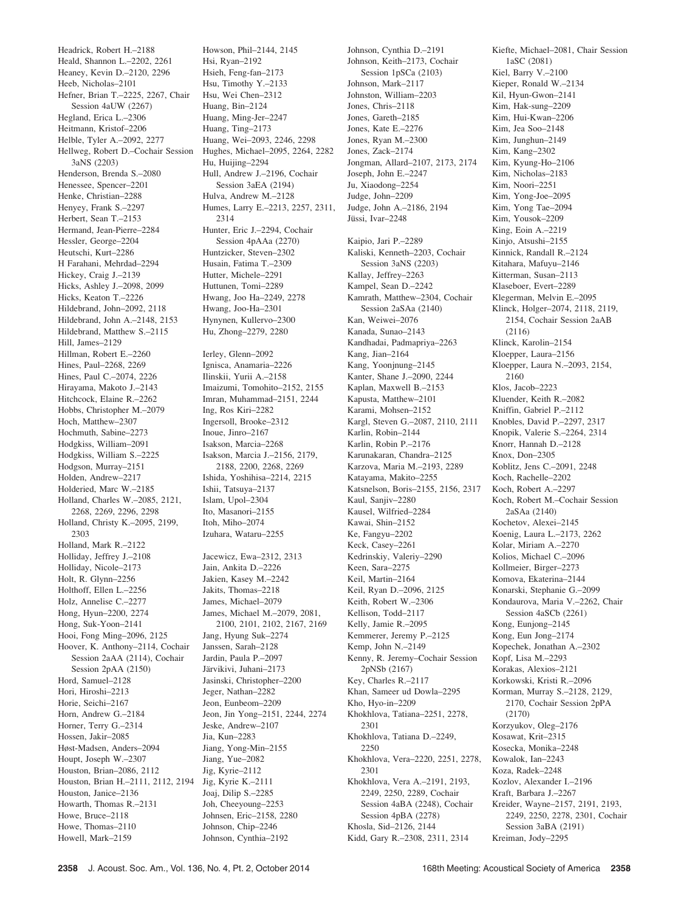Headrick, Robert H.–2188
Heald, Shannon L.–2202, 2261
Heaney, Kevin D.–2120, 2296
Heeb, Nicholas–2101
Hefner, Brian T.–2225, 2267, Chair Session 4aUW (2267)
Hegland, Erica L.–2306
Heitmann, Kristof–2206
Helble, Tyler A.–2092, 2277
Hellweg, Robert D.–Cochair Session 3aNS (2203)
Henderson, Brenda S.–2080
Henessee, Spencer–2201
Henke, Christian–2288
Henyey, Frank S.–2297
Herbert, Sean T.–2153
Hermand, Jean-Pierre–2284
Hessler, George–2204
Heutschi, Kurt–2286
H Farahani, Mehrdad–2294
Hickey, Craig J.–2139
Hicks, Ashley J.–2098, 2099
Hicks, Keaton T.–2226
Hildebrand, John–2092, 2118
Hildebrand, John A.–2148, 2153
Hildebrand, Matthew S.–2115
Hill, James–2129
Hillman, Robert E.–2260
Hines, Paul–2268, 2269
Hines, Paul C.–2074, 2226
Hirayama, Makoto J.–2143
Hitchcock, Elaine R.–2262
Hobbs, Christopher M.–2079
Hoch, Matthew–2307
Hochmuth, Sabine–2273
Hodgkiss, William–2091
Hodgkiss, William S.–2225
Hodgson, Murray–2151
Holden, Andrew–2217
Holderied, Marc W.–2185
Holland, Charles W.–2085, 2121, 2268, 2269, 2296, 2298
Holland, Christy K.–2095, 2199, 2303
Holland, Mark R.–2122
Holliday, Jeffrey J.–2108
Holliday, Nicole–2173
Holt, R. Glynn–2256
Holthoff, Ellen L.–2256
Holz, Annelise C.–2277
Hong, Hyun–2200, 2274
Hong, Suk-Yoon–2141
Hooi, Fong Ming–2096, 2125
Hoover, K. Anthony–2114, Cochair Session 2aAA (2114), Cochair Session 2pAA (2150)
Hord, Samuel–2128
Hori, Hiroshi–2213
Horie, Seichi–2167
Horn, Andrew G.–2184
Horner, Terry G.–2314
Hossen, Jakir–2085
Høst-Madsen, Anders–2094
Houpt, Joseph W.–2307
Houston, Brian–2086, 2112
Houston, Brian H.–2111, 2112, 2194
Houston, Janice–2136
Howarth, Thomas R.–2131
Howe, Bruce–2118
Howe, Thomas–2110
Howell, Mark–2159
Howson, Phil–2144, 2145
Hsi, Ryan–2192
Hsieh, Feng-fan–2173
Hsu, Timothy Y.–2133
Hsu, Wei Chen–2312
Huang, Bin–2124
Huang, Ming-Jer–2247
Huang, Ting–2173
Huang, Wei–2093, 2246, 2298
Hughes, Michael–2095, 2264, 2282
Hu, Huijing–2294
Hull, Andrew J.–2196, Cochair Session 3aEA (2194)
Hulva, Andrew M.–2128
Humes, Larry E.–2213, 2257, 2311, 2314
Hunter, Eric J.–2294, Cochair Session 4pAAa (2270)
Huntzicker, Steven–2302
Husain, Fatima T.–2309
Hutter, Michele–2291
Huttunen, Tomi–2289
Hwang, Joo Ha–2249, 2278
Hwang, Joo-Ha–2301
Hynynen, Kullervo–2300
Hu, Zhong–2279, 2280

Ierley, Glenn–2092
Ignisca, Anamaria–2226
Ilinskii, Yurii A.–2158
Imaizumi, Tomohito–2152, 2155
Imran, Muhammad–2151, 2244
Ing, Ros Kiri–2282
Ingersoll, Brooke–2312
Inoue, Jinro–2167
Isakson, Marcia–2268
Isakson, Marcia J.–2156, 2179, 2188, 2200, 2268, 2269
Ishida, Yoshihisa–2214, 2215
Ishii, Tatsuya–2137
Islam, Upol–2304
Ito, Masanori–2155
Itoh, Miho–2074
Izuhara, Wataru–2255

Jacewicz, Ewa–2312, 2313
Jain, Ankita D.–2226
Jakien, Kasey M.–2242
Jakits, Thomas–2218
James, Michael–2079
James, Michael M.–2079, 2081, 2100, 2101, 2102, 2167, 2169
Jang, Hyung Suk–2274
Janssen, Sarah–2128
Jardin, Paula P.–2097
Järvikivi, Juhani–2173
Jasinski, Christopher–2200
Jeger, Nathan–2282
Jeon, Eunbeom–2209
Jeon, Jin Yong–2151, 2244, 2274
Jeske, Andrew–2107
Jia, Kun–2283
Jiang, Yong-Min–2155
Jiang, Yue–2082
Jig, Kyrie–2112
Jig, Kyrie K.–2111
Joaj, Dilip S.–2285
Joh, Cheeyoung–2253
Johnsen, Eric–2158, 2280
Johnson, Chip–2246
Johnson, Cynthia–2192
Johnson, Cynthia D.–2191
Johnson, Keith–2173, Cochair Session 1pSCa (2103)
Johnson, Mark–2117
Johnston, William–2203
Jones, Chris–2118
Jones, Gareth–2185
Jones, Kate E.–2276
Jones, Ryan M.–2300
Jones, Zack–2174
Jongman, Allard–2107, 2173, 2174
Joseph, John E.–2247
Ju, Xiaodong–2254
Judge, John–2209
Judge, John A.–2186, 2194
Jüssi, Ivar–2248

Kaipio, Jari P.–2289
Kaliski, Kenneth–2203, Cochair Session 3aNS (2203)
Kallay, Jeffrey–2263
Kampel, Sean D.–2242
Kamrath, Matthew–2304, Cochair Session 2aSAa (2140)
Kan, Weiwei–2076
Kanada, Sunao–2143
Kandhadai, Padmapriya–2263
Kang, Jian–2164
Kang, Yoonjnung–2145
Kanter, Shane J.–2090, 2244
Kaplan, Maxwell B.–2153
Kapusta, Matthew–2101
Karami, Mohsen–2152
Kargl, Steven G.–2087, 2110, 2111
Karlin, Robin–2144
Karlin, Robin P.–2176
Karunakaran, Chandra–2125
Karzova, Maria M.–2193, 2289
Katayama, Makito–2255
Katsnelson, Boris–2155, 2156, 2317
Kaul, Sanjiv–2280
Kausel, Wilfried–2284
Kawai, Shin–2152
Ke, Fangyu–2202
Keck, Casey–2261
Kedrinskiy, Valeriy–2290
Keen, Sara–2275
Keil, Martin–2164
Keil, Ryan D.–2096, 2125
Keith, Robert W.–2306
Kellison, Todd–2117
Kelly, Jamie R.–2095
Kemmerer, Jeremy P.–2125
Kemp, John N.–2149
Kenny, R. Jeremy–Cochair Session 2pNSb (2167)
Key, Charles R.–2117
Khan, Sameer ud Dowla–2295
Kho, Hyo-in–2209
Khokhlova, Tatiana–2251, 2278, 2301
Khokhlova, Tatiana D.–2249, 2250
Khokhlova, Vera–2220, 2251, 2278, 2301
Khokhlova, Vera A.–2191, 2193, 2249, 2250, 2289, Cochair Session 4aBA (2248), Cochair Session 4pBA (2278)
Khosla, Sid–2126, 2144
Kidd, Gary R.–2308, 2311, 2314
Kiefte, Michael–2081, Chair Session 1aSC (2081)
Kiel, Barry V.–2100
Kieper, Ronald W.–2134
Kil, Hyun-Gwon–2141
Kim, Hak-sung–2209
Kim, Hui-Kwan–2206
Kim, Jea Soo–2148
Kim, Junghun–2149
Kim, Kang–2302
Kim, Kyung-Ho–2106
Kim, Nicholas–2183
Kim, Noori–2251
Kim, Yong-Joe–2095
Kim, Yong Tae–2094
Kim, Yousok–2209
King, Eoin A.–2219
Kinjo, Atsushi–2155
Kinnick, Randall R.–2124
Kitahara, Mafuyu–2146
Kitterman, Susan–2113
Klaseboer, Evert–2289
Klegerman, Melvin E.–2095
Klinck, Holger–2074, 2118, 2119, 2154, Cochair Session 2aAB (2116)
Klinck, Karolin–2154
Kloepper, Laura–2156
Kloepper, Laura N.–2093, 2154, 2160
Klos, Jacob–2223
Kluender, Keith R.–2082
Kniffin, Gabriel P.–2112
Knobles, David P.–2297, 2317
Knopik, Valerie S.–2264, 2314
Knorr, Hannah D.–2128
Knox, Don–2305
Koblitz, Jens C.–2091, 2248
Koch, Rachelle–2202
Koch, Robert A.–2297
Koch, Robert M.–Cochair Session 2aSAa (2140)
Kochetov, Alexei–2145
Koenig, Laura L.–2173, 2262
Kolar, Miriam A.–2270
Kolios, Michael C.–2096
Kollmeier, Birger–2273
Komova, Ekaterina–2144
Konarski, Stephanie G.–2099
Kondaurova, Maria V.–2262, Chair Session 4aSCb (2261)
Kong, Eunjong–2145
Kong, Eun Jong–2174
Kopechek, Jonathan A.–2302
Kopf, Lisa M.–2293
Korakas, Alexios–2121
Korkowski, Kristi R.–2096
Korman, Murray S.–2128, 2129, 2170, Cochair Session 2pPA (2170)
Korzyukov, Oleg–2176
Kosawat, Krit–2315
Kosecka, Monika–2248
Kowalok, Ian–2243
Koza, Radek–2248
Kozlov, Alexander I.–2196
Kraft, Barbara J.–2267
Kreider, Wayne–2157, 2191, 2193, 2249, 2250, 2278, 2301, Cochair Session 3aBA (2191)
Kreiman, Jody–2295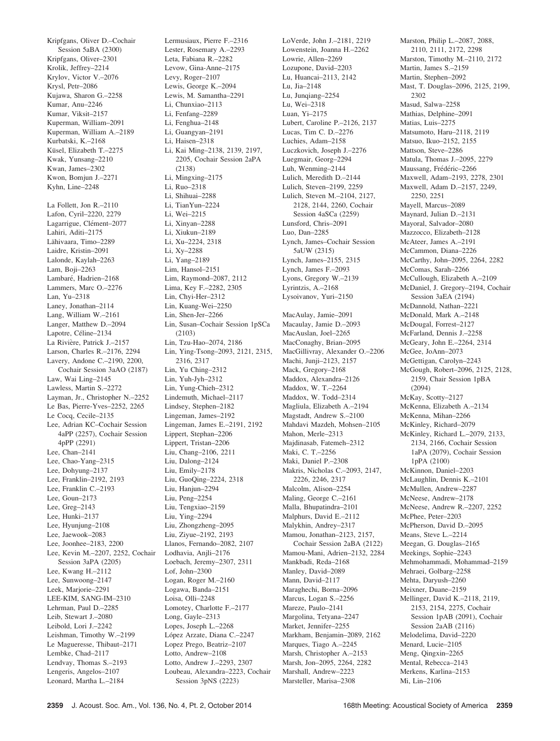Kripfgans, Oliver D.–Cochair Session 5aBA (2300)
Kripfgans, Oliver–2301
Krolik, Jeffrey–2214
Krylov, Victor V.–2076
Krysl, Petr–2086
Kujawa, Sharon G.–2258
Kumar, Anu–2246
Kumar, Viksit–2157
Kuperman, William–2091
Kuperman, William A.–2189
Kurbatski, K.–2168
Küsel, Elizabeth T.–2275
Kwak, Yunsang–2210
Kwan, James–2302
Kwon, Bomjun J.–2271
Kyhn, Line–2248

La Follett, Jon R.–2110
Lafon, Cyril–2220, 2279
Lagarrigue, Clément–2077
Lahiri, Aditi–2175
Lähivaara, Timo–2289
Laidre, Kristin–2091
Lalonde, Kaylah–2263
Lam, Boji–2263
Lambaré, Hadrien–2168
Lammers, Marc O.–2276
Lan, Yu–2318
Laney, Jonathan–2114
Lang, William W.–2161
Langer, Matthew D.–2094
Lapotre, Céline–2134
La Rivière, Patrick J.–2157
Larson, Charles R.–2176, 2294
Lavery, Andone C.–2190, 2200, Cochair Session 3aAO (2187)
Law, Wai Ling–2145
Lawless, Martin S.–2272
Layman, Jr., Christopher N.–2252
Le Bas, Pierre-Yves–2252, 2265
Le Cocq, Cecile–2135
Lee, Adrian KC–Cochair Session 4aPP (2257), Cochair Session 4pPP (2291)
Lee, Chan–2141
Lee, Chao-Yang–2315
Lee, Dohyung–2137
Lee, Franklin–2192, 2193
Lee, Franklin C.–2193
Lee, Goun–2173
Lee, Greg–2143
Lee, Hunki–2137
Lee, Hyunjung–2108
Lee, Jaewook–2083
Lee, Joonhee–2183, 2200
Lee, Kevin M.–2207, 2252, Cochair Session 3aPA (2205)
Lee, Kwang H.–2112
Lee, Sunwoong–2147
Leek, Marjorie–2291
LEE-KIM, SANG-IM–2310
Lehrman, Paul D.–2285
Leib, Stewart J.–2080
Leibold, Lori J.–2242
Leishman, Timothy W.–2199
Le Magueresse, Thibaut–2171
Lembke, Chad–2117
Lendvay, Thomas S.–2193
Lengeris, Angelos–2107
Leonard, Martha L.–2184
Lermusiaux, Pierre F.–2316
Lester, Rosemary A.–2293
Leta, Fabiana R.–2282
Levow, Gina-Anne–2175
Levy, Roger–2107
Lewis, George K.–2094
Lewis, M. Samantha–2291
Li, Chunxiao–2113
Li, Fenfang–2289
Li, Fenghua–2148
Li, Guangyan–2191
Li, Haisen–2318
Li, Kai Ming–2138, 2139, 2197, 2205, Cochair Session 2aPA (2138)
Li, Mingxing–2175
Li, Ruo–2318
Li, Shihuai–2288
Li, TianYun–2224
Li, Wei–2215
Li, Xinyan–2288
Li, Xiukun–2189
Li, Xu–2224, 2318
Li, Xy–2288
Li, Yang–2189
Lim, Hansol–2151
Lim, Raymond–2087, 2112
Lima, Key F.–2282, 2305
Lin, Chyi-Her–2312
Lin, Kuang-Wei–2250
Lin, Shen-Jer–2266
Lin, Susan–Cochair Session 1pSCa (2103)
Lin, Tzu-Hao–2074, 2186
Lin, Ying-Tsong–2093, 2121, 2315, 2316, 2317
Lin, Yu Ching–2312
Lin, Yuh-Jyh–2312
Lin, Yung-Chieh–2312
Lindemuth, Michael–2117
Lindsey, Stephen–2182
Lingeman, James–2192
Lingeman, James E.–2191, 2192
Lippert, Stephan–2206
Lippert, Tristan–2206
Liu, Chang–2106, 2211
Liu, Dalong–2124
Liu, Emily–2178
Liu, GuoQing–2224, 2318
Liu, Hanjun–2294
Liu, Peng–2254
Liu, Tengxiao–2159
Liu, Ying–2294
Liu, Zhongzheng–2095
Liu, Ziyue–2192, 2193
Llanos, Fernando–2082, 2107
Lodhavia, Anjli–2176
Loebach, Jeremy–2307, 2311
Lof, John–2300
Logan, Roger M.–2160
Logawa, Banda–2151
Loisa, Olli–2248
Lomotey, Charlotte F.–2177
Long, Gayle–2313
Lopes, Joseph L.–2268
López Arzate, Diana C.–2247
Lopez Prego, Beatriz–2107
Lotto, Andrew–2108
Lotto, Andrew J.–2293, 2307
Loubeau, Alexandra–2223, Cochair Session 3pNS (2223)
LoVerde, John J.–2181, 2219
Lowenstein, Joanna H.–2262
Lowrie, Allen–2269
Lozupone, David–2203
Lu, Huancai–2113, 2142
Lu, Jia–2148
Lu, Junqiang–2254
Lu, Wei–2318
Luan, Yi–2175
Lubert, Caroline P.–2126, 2137
Lucas, Tim C. D.–2276
Luchies, Adam–2158
Luczkovich, Joseph J.–2276
Luegmair, Georg–2294
Luh, Wenming–2144
Lulich, Meredith D.–2144
Lulich, Steven–2199, 2259
Lulich, Steven M.–2104, 2127, 2128, 2144, 2260, Cochair Session 4aSCa (2259)
Lunsford, Chris–2091
Luo, Dan–2285
Lynch, James–Cochair Session 5aUW (2315)
Lynch, James–2155, 2315
Lynch, James F.–2093
Lyons, Gregory W.–2139
Lyrintzis, A.–2168
Lysoivanov, Yuri–2150

MacAulay, Jamie–2091
Macaulay, Jamie D.–2093
MacAuslan, Joel–2265
MacConaghy, Brian–2095
MacGillivray, Alexander O.–2206
Machi, Junji–2123, 2157
Mack, Gregory–2168
Maddox, Alexandra–2126
Maddox, W. T.–2264
Maddox, W. Todd–2314
Magliula, Elizabeth A.–2194
Magstadt, Andrew S.–2100
Mahdavi Mazdeh, Mohsen–2105
Mahon, Merle–2313
Majdinasab, Fatemeh–2312
Maki, C. T.–2256
Maki, Daniel P.–2308
Makris, Nicholas C.–2093, 2147, 2226, 2246, 2317
Malcolm, Alison–2254
Maling, George C.–2161
Malla, Bhupatindra–2101
Malphurs, David E.–2112
Malykhin, Andrey–2317
Mamou, Jonathan–2123, 2157, Cochair Session 2aBA (2122)
Mamou-Mani, Adrien–2132, 2284
Mankbadi, Reda–2168
Manley, David–2089
Mann, David–2117
Maraghechi, Borna–2096
Marcus, Logan S.–2256
Mareze, Paulo–2141
Margolina, Tetyana–2247
Market, Jennifer–2255
Markham, Benjamin–2089, 2162
Marques, Tiago A.–2245
Marsh, Christopher A.–2153
Marsh, Jon–2095, 2264, 2282
Marshall, Andrew–2223
Marsteller, Marisa–2308
Marston, Philip L.–2087, 2088, 2110, 2111, 2172, 2298
Marston, Timothy M.–2110, 2172
Martin, James S.–2159
Martin, Stephen–2092
Mast, T. Douglas–2096, 2125, 2199, 2302
Masud, Salwa–2258
Mathias, Delphine–2091
Matias, Luis–2275
Matsumoto, Haru–2118, 2119
Matsuo, Ikuo–2152, 2155
Mattson, Steve–2286
Matula, Thomas J.–2095, 2279
Maussang, Frédéric–2266
Maxwell, Adam–2193, 2278, 2301
Maxwell, Adam D.–2157, 2249, 2250, 2251
Mayell, Marcus–2089
Maynard, Julian D.–2131
Mayoral, Salvador–2080
Mazzocco, Elizabeth–2128
McAteer, James A.–2191
McCammon, Diana–2226
McCarthy, John–2095, 2264, 2282
McComas, Sarah–2266
McCullough, Elizabeth A.–2109
McDaniel, J. Gregory–2194, Cochair Session 3aEA (2194)
McDannold, Nathan–2221
McDonald, Mark A.–2148
McDougal, Forrest–2127
McFarland, Dennis J.–2258
McGeary, John E.–2264, 2314
McGee, JoAnn–2073
McGettigan, Carolyn–2243
McGough, Robert–2096, 2125, 2128, 2159, Chair Session 1pBA (2094)
McKay, Scotty–2127
McKenna, Elizabeth A.–2134
McKenna, Mihan–2266
McKinley, Richard–2079
McKinley, Richard L.–2079, 2133, 2134, 2166, Cochair Session 1aPA (2079), Cochair Session 1pPA (2100)
McKinnon, Daniel–2203
McLaughlin, Dennis K.–2101
McMullen, Andrew–2287
McNeese, Andrew–2178
McNeese, Andrew R.–2207, 2252
McPhee, Peter–2203
McPherson, David D.–2095
Means, Steve L.–2214
Meegan, G. Douglas–2165
Meekings, Sophie–2243
Mehmohammadi, Mohammad–2159
Mehraei, Golbarg–2258
Mehta, Daryush–2260
Meixner, Duane–2159
Mellinger, David K.–2118, 2119, 2153, 2154, 2275, Cochair Session 1pAB (2091), Cochair Session 2aAB (2116)
Melodelima, David–2220
Menard, Lucie–2105
Meng, Qingxin–2265
Mental, Rebecca–2143
Merkens, Karlina–2153
Mi, Lin–2106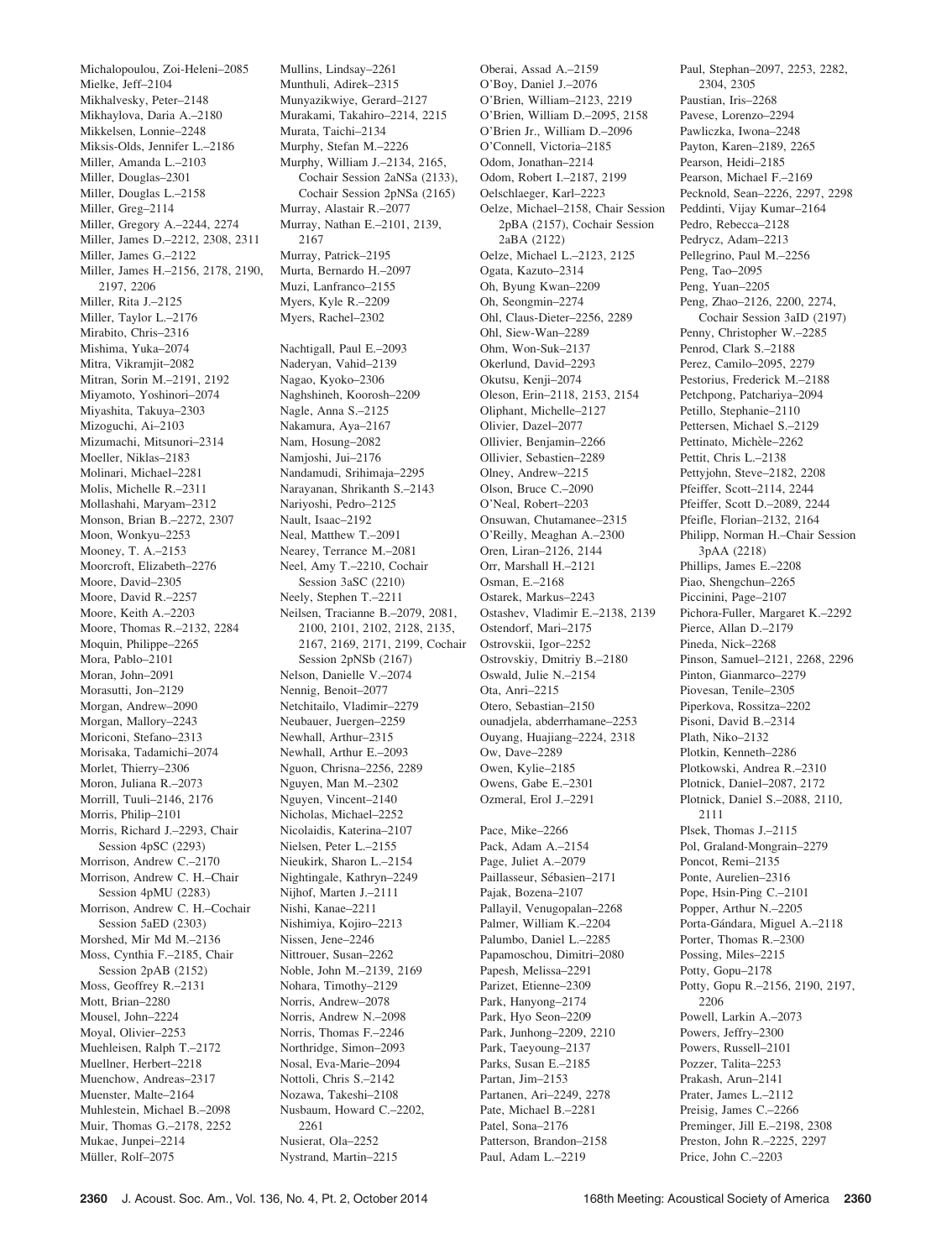Michalopoulou, Zoi-Heleni–2085
Mielke, Jeff–2104
Mikhalvesky, Peter–2148
Mikhaylova, Daria A.–2180
Mikkelsen, Lonnie–2248
Miksis-Olds, Jennifer L.–2186
Miller, Amanda L.–2103
Miller, Douglas–2301
Miller, Douglas L.–2158
Miller, Greg–2114
Miller, Gregory A.–2244, 2274
Miller, James D.–2212, 2308, 2311
Miller, James G.–2122
Miller, James H.–2156, 2178, 2190, 2197, 2206
Miller, Rita J.–2125
Miller, Taylor L.–2176
Mirabito, Chris–2316
Mishima, Yuka–2074
Mitra, Vikramjit–2082
Mitran, Sorin M.–2191, 2192
Miyamoto, Yoshinori–2074
Miyashita, Takuya–2303
Mizoguchi, Ai–2103
Mizumachi, Mitsunori–2314
Moeller, Niklas–2183
Molinari, Michael–2281
Molis, Michelle R.–2311
Mollashahi, Maryam–2312
Monson, Brian B.–2272, 2307
Moon, Wonkyu–2253
Mooney, T. A.–2153
Moorcroft, Elizabeth–2276
Moore, David–2305
Moore, David R.–2257
Moore, Keith A.–2203
Moore, Thomas R.–2132, 2284
Moquin, Philippe–2265
Mora, Pablo–2101
Moran, John–2091
Morasutti, Jon–2129
Morgan, Andrew–2090
Morgan, Mallory–2243
Moriconi, Stefano–2313
Morisaka, Tadamichi–2074
Morlet, Thierry–2306
Moron, Juliana R.–2073
Morrill, Tuuli–2146, 2176
Morris, Philip–2101
Morris, Richard J.–2293, Chair Session 4pSC (2293)
Morrison, Andrew C.–2170
Morrison, Andrew C. H.–Chair Session 4pMU (2283)
Morrison, Andrew C. H.–Cochair Session 5aED (2303)
Morshed, Mir Md M.–2136
Moss, Cynthia F.–2185, Chair Session 2pAB (2152)
Moss, Geoffrey R.–2131
Mott, Brian–2280
Mousel, John–2224
Moyal, Olivier–2253
Muehleisen, Ralph T.–2172
Muellner, Herbert–2218
Muenchow, Andreas–2317
Muenster, Malte–2164
Muhlestein, Michael B.–2098
Muir, Thomas G.–2178, 2252
Mukae, Junpei–2214
Müller, Rolf–2075
Mullins, Lindsay–2261
Munthuli, Adirek–2315
Munyazikwiye, Gerard–2127
Murakami, Takahiro–2214, 2215
Murata, Taichi–2134
Murphy, Stefan M.–2226
Murphy, William J.–2134, 2165, Cochair Session 2aNSa (2133), Cochair Session 2pNSa (2165)
Murray, Alastair R.–2077
Murray, Nathan E.–2101, 2139, 2167
Murray, Patrick–2195
Murta, Bernardo H.–2097
Muzi, Lanfranco–2155
Myers, Kyle R.–2209
Myers, Rachel–2302

Nachtigall, Paul E.–2093
Naderyan, Vahid–2139
Nagao, Kyoko–2306
Naghshineh, Koorosh–2209
Nagle, Anna S.–2125
Nakamura, Aya–2167
Nam, Hosung–2082
Namjoshi, Jui–2176
Nandamudi, Srihimaja–2295
Narayanan, Shrikanth S.–2143
Nariyoshi, Pedro–2125
Nault, Isaac–2192
Neal, Matthew T.–2091
Nearey, Terrance M.–2081
Neel, Amy T.–2210, Cochair Session 3aSC (2210)
Neely, Stephen T.–2211
Neilsen, Tracianne B.–2079, 2081, 2100, 2101, 2102, 2128, 2135, 2167, 2169, 2171, 2199, Cochair Session 2pNSb (2167)
Nelson, Danielle V.–2074
Nennig, Benoit–2077
Netchitailo, Vladimir–2279
Neubauer, Juergen–2259
Newhall, Arthur–2315
Newhall, Arthur E.–2093
Nguon, Chrisna–2256, 2289
Nguyen, Man M.–2302
Nguyen, Vincent–2140
Nicholas, Michael–2252
Nicolaidis, Katerina–2107
Nielsen, Peter L.–2155
Nieukirk, Sharon L.–2154
Nightingale, Kathryn–2249
Nijhof, Marten J.–2111
Nishi, Kanae–2211
Nishimiya, Kojiro–2213
Nissen, Jene–2246
Nittrouer, Susan–2262
Noble, John M.–2139, 2169
Nohara, Timothy–2129
Norris, Andrew–2078
Norris, Andrew N.–2098
Norris, Thomas F.–2246
Northridge, Simon–2093
Nosal, Eva-Marie–2094
Nottoli, Chris S.–2142
Nozawa, Takeshi–2108
Nusbaum, Howard C.–2202, 2261
Nusierat, Ola–2252
Nystrand, Martin–2215
Oberai, Assad A.–2159
O'Boy, Daniel J.–2076
O'Brien, William–2123, 2219
O'Brien, William D.–2095, 2158
O'Brien Jr., William D.–2096
O'Connell, Victoria–2185
Odom, Jonathan–2214
Odom, Robert I.–2187, 2199
Oelschlaeger, Karl–2223
Oelze, Michael–2158, Chair Session 2pBA (2157), Cochair Session 2aBA (2122)
Oelze, Michael L.–2123, 2125
Ogata, Kazuto–2314
Oh, Byung Kwan–2209
Oh, Seongmin–2274
Ohl, Claus-Dieter–2256, 2289
Ohl, Siew-Wan–2289
Ohm, Won-Suk–2137
Okerlund, David–2293
Okutsu, Kenji–2074
Oleson, Erin–2118, 2153, 2154
Oliphant, Michelle–2127
Olivier, Dazel–2077
Ollivier, Benjamin–2266
Ollivier, Sebastien–2289
Olney, Andrew–2215
Olson, Bruce C.–2090
O'Neal, Robert–2203
Onsuwan, Chutamanee–2315
O'Reilly, Meaghan A.–2300
Oren, Liran–2126, 2144
Orr, Marshall H.–2121
Osman, E.–2168
Ostarek, Markus–2243
Ostashev, Vladimir E.–2138, 2139
Ostendorf, Mari–2175
Ostrovskii, Igor–2252
Ostrovskiy, Dmitriy B.–2180
Oswald, Julie N.–2154
Ota, Anri–2215
Otero, Sebastian–2150
ounadjela, abderrhamane–2253
Ouyang, Huajiang–2224, 2318
Ow, Dave–2289
Owen, Kylie–2185
Owens, Gabe E.–2301
Ozmeral, Erol J.–2291

Pace, Mike–2266
Pack, Adam A.–2154
Page, Juliet A.–2079
Paillasseur, Sébasien–2171
Pajak, Bozena–2107
Pallayil, Venugopalan–2268
Palmer, William K.–2204
Palumbo, Daniel L.–2285
Papamoschou, Dimitri–2080
Papesh, Melissa–2291
Parizet, Etienne–2309
Park, Hanyong–2174
Park, Hyo Seon–2209
Park, Junhong–2209, 2210
Park, Taeyoung–2137
Parks, Susan E.–2185
Partan, Jim–2153
Partanen, Ari–2249, 2278
Pate, Michael B.–2281
Patel, Sona–2176
Patterson, Brandon–2158
Paul, Adam L.–2219
Paul, Stephan–2097, 2253, 2282, 2304, 2305
Paustian, Iris–2268
Pavese, Lorenzo–2294
Pawliczka, Iwona–2248
Payton, Karen–2189, 2265
Pearson, Heidi–2185
Pearson, Michael F.–2169
Pecknold, Sean–2226, 2297, 2298
Peddinti, Vijay Kumar–2164
Pedro, Rebecca–2128
Pedrycz, Adam–2213
Pellegrino, Paul M.–2256
Peng, Tao–2095
Peng, Yuan–2205
Peng, Zhao–2126, 2200, 2274, Cochair Session 3aID (2197)
Penny, Christopher W.–2285
Penrod, Clark S.–2188
Perez, Camilo–2095, 2279
Pestorius, Frederick M.–2188
Petchpong, Patchariya–2094
Petillo, Stephanie–2110
Pettersen, Michael S.–2129
Pettinato, Michèle–2262
Pettit, Chris L.–2138
Pettyjohn, Steve–2182, 2208
Pfeiffer, Scott–2114, 2244
Pfeiffer, Scott D.–2089, 2244
Pfeifle, Florian–2132, 2164
Philipp, Norman H.–Chair Session 3pAA (2218)
Phillips, James E.–2208
Piao, Shengchun–2265
Piccinini, Page–2107
Pichora-Fuller, Margaret K.–2292
Pierce, Allan D.–2179
Pineda, Nick–2268
Pinson, Samuel–2121, 2268, 2296
Pinton, Gianmarco–2279
Piovesan, Tenile–2305
Piperkova, Rossitza–2202
Pisoni, David B.–2314
Plath, Niko–2132
Plotkin, Kenneth–2286
Plotkowski, Andrea R.–2310
Plotnick, Daniel–2087, 2172
Plotnick, Daniel S.–2088, 2110, 2111
Plsek, Thomas J.–2115
Pol, Graland-Mongrain–2279
Poncot, Remi–2135
Ponte, Aurelien–2316
Pope, Hsin-Ping C.–2101
Popper, Arthur N.–2205
Porta-Gándara, Miguel A.–2118
Porter, Thomas R.–2300
Possing, Miles–2215
Potty, Gopu–2178
Potty, Gopu R.–2156, 2190, 2197, 2206
Powell, Larkin A.–2073
Powers, Jeffry–2300
Powers, Russell–2101
Pozzer, Talita–2253
Prakash, Arun–2141
Prater, James L.–2112
Preisig, James C.–2266
Preminger, Jill E.–2198, 2308
Preston, John R.–2225, 2297
Price, John C.–2203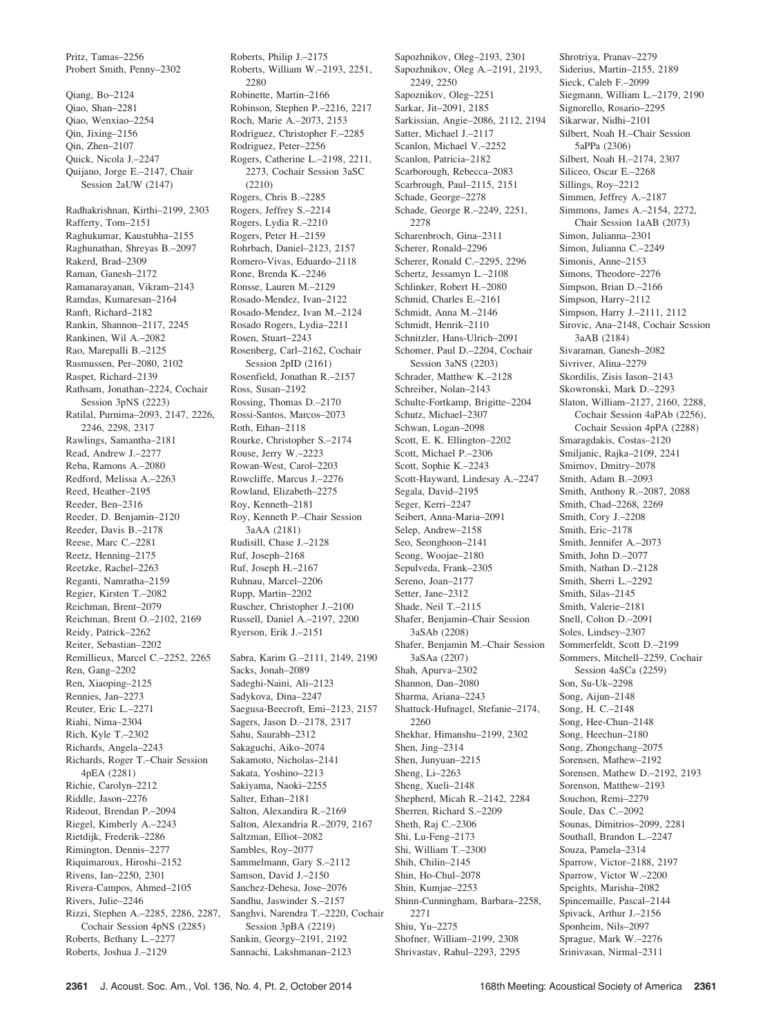Pritz, Tamas–2256
Probert Smith, Penny–2302

Qiang, Bo–2124
Qiao, Shan–2281
Qiao, Wenxiao–2254
Qin, Jixing–2156
Qin, Zhen–2107
Quick, Nicola J.–2247
Quijano, Jorge E.–2147, Chair Session 2aUW (2147)

Radhakrishnan, Kirthi–2199, 2303
Rafferty, Tom–2151
Raghukumar, Kaustubha–2155
Raghunathan, Shreyas B.–2097
Rakerd, Brad–2309
Raman, Ganesh–2172
Ramanarayanan, Vikram–2143
Ramdas, Kumaresan–2164
Ranft, Richard–2182
Rankin, Shannon–2117, 2245
Rankinen, Wil A.–2082
Rao, Marepalli B.–2125
Rasmussen, Per–2080, 2102
Raspet, Richard–2139
Rathsam, Jonathan–2224, Cochair Session 3pNS (2223)
Ratilal, Purnima–2093, 2147, 2226, 2246, 2298, 2317
Rawlings, Samantha–2181
Read, Andrew J.–2277
Reba, Ramons A.–2080
Redford, Melissa A.–2263
Reed, Heather–2195
Reeder, Ben–2316
Reeder, D. Benjamin–2120
Reeder, Davis B.–2178
Reese, Marc C.–2281
Reetz, Henning–2175
Reetzke, Rachel–2263
Reganti, Namratha–2159
Regier, Kirsten T.–2082
Reichman, Brent–2079
Reichman, Brent O.–2102, 2169
Reidy, Patrick–2262
Reiter, Sebastian–2202
Remillieux, Marcel C.–2252, 2265
Ren, Gang–2202
Ren, Xiaoping–2125
Rennies, Jan–2273
Reuter, Eric L.–2271
Riahi, Nima–2304
Rich, Kyle T.–2302
Richards, Angela–2243
Richards, Roger T.–Chair Session 4pEA (2281)
Richie, Carolyn–2212
Riddle, Jason–2276
Rideout, Brendan P.–2094
Riegel, Kimberly A.–2243
Rietdijk, Frederik–2286
Rimington, Dennis–2277
Riquimaroux, Hiroshi–2152
Rivens, Ian–2250, 2301
Rivera-Campos, Ahmed–2105
Rivers, Julie–2246
Rizzi, Stephen A.–2285, 2286, 2287, Cochair Session 4pNS (2285)
Roberts, Bethany L.–2277
Roberts, Joshua J.–2129
Roberts, Philip J.–2175
Roberts, William W.–2193, 2251, 2280
Robinette, Martin–2166
Robinson, Stephen P.–2216, 2217
Roch, Marie A.–2073, 2153
Rodriguez, Christopher F.–2285
Rodriguez, Peter–2256
Rogers, Catherine L.–2198, 2211, 2273, Cochair Session 3aSC (2210)
Rogers, Chris B.–2285
Rogers, Jeffrey S.–2214
Rogers, Lydia R.–2210
Rogers, Peter H.–2159
Rohrbach, Daniel–2123, 2157
Romero-Vivas, Eduardo–2118
Rone, Brenda K.–2246
Ronsse, Lauren M.–2129
Rosado-Mendez, Ivan–2122
Rosado-Mendez, Ivan M.–2124
Rosado Rogers, Lydia–2211
Rosen, Stuart–2243
Rosenberg, Carl–2162, Cochair Session 2pID (2161)
Rosenfield, Jonathan R.–2157
Ross, Susan–2192
Rossing, Thomas D.–2170
Rossi-Santos, Marcos–2073
Roth, Ethan–2118
Rourke, Christopher S.–2174
Rouse, Jerry W.–2223
Rowan-West, Carol–2203
Rowcliffe, Marcus J.–2276
Rowland, Elizabeth–2275
Roy, Kenneth–2181
Roy, Kenneth P.–Chair Session 3aAA (2181)
Rudisill, Chase J.–2128
Ruf, Joseph–2168
Ruf, Joseph H.–2167
Ruhnau, Marcel–2206
Rupp, Martin–2202
Ruscher, Christopher J.–2100
Russell, Daniel A.–2197, 2200
Ryerson, Erik J.–2151

Sabra, Karim G.–2111, 2149, 2190
Sacks, Jonah–2089
Sadeghi-Naini, Ali–2123
Sadykova, Dina–2247
Saegusa-Beecroft, Emi–2123, 2157
Sagers, Jason D.–2178, 2317
Sahu, Saurabh–2312
Sakaguchi, Aiko–2074
Sakamoto, Nicholas–2141
Sakata, Yoshino–2213
Sakiyama, Naoki–2255
Salter, Ethan–2181
Salton, Alexandira R.–2169
Salton, Alexandria R.–2079, 2167
Saltzman, Elliot–2082
Sambles, Roy–2077
Sammelmann, Gary S.–2112
Samson, David J.–2150
Sanchez-Dehesa, Jose–2076
Sandhu, Jaswinder S.–2157
Sanghvi, Narendra T.–2220, Cochair Session 3pBA (2219)
Sankin, Georgy–2191, 2192
Sannachi, Lakshmanan–2123
Sapozhnikov, Oleg–2193, 2301
Sapozhnikov, Oleg A.–2191, 2193, 2249, 2250
Sapoznikov, Oleg–2251
Sarkar, Jit–2091, 2185
Sarkissian, Angie–2086, 2112, 2194
Satter, Michael J.–2117
Scanlon, Michael V.–2252
Scanlon, Patricia–2182
Scarborough, Rebecca–2083
Scarbrough, Paul–2115, 2151
Schade, George–2278
Schade, George R.–2249, 2251, 2278
Scharenbroch, Gina–2311
Scherer, Ronald–2296
Scherer, Ronald C.–2295, 2296
Schertz, Jessamyn L.–2108
Schlinker, Robert H.–2080
Schmid, Charles E.–2161
Schmidt, Anna M.–2146
Schmidt, Henrik–2110
Schnitzler, Hans-Ulrich–2091
Schomer, Paul D.–2204, Cochair Session 3aNS (2203)
Schrader, Matthew K.–2128
Schreiber, Nolan–2143
Schulte-Fortkamp, Brigitte–2204
Schutz, Michael–2307
Schwan, Logan–2098
Scott, E. K. Ellington–2202
Scott, Michael P.–2306
Scott, Sophie K.–2243
Scott-Hayward, Lindesay A.–2247
Segala, David–2195
Seger, Kerri–2247
Seibert, Anna-Maria–2091
Selep, Andrew–2158
Seo, Seonghoon–2141
Seong, Woojae–2180
Sepulveda, Frank–2305
Sereno, Joan–2177
Setter, Jane–2312
Shade, Neil T.–2115
Shafer, Benjamin–Chair Session 3aSAb (2208)
Shafer, Benjamin M.–Chair Session 3aSAa (2207)
Shah, Apurva–2302
Shannon, Dan–2080
Sharma, Ariana–2243
Shattuck-Hufnagel, Stefanie–2174, 2260
Shekhar, Himanshu–2199, 2302
Shen, Jing–2314
Shen, Junyuan–2215
Sheng, Li–2263
Sheng, Xueli–2148
Shepherd, Micah R.–2142, 2284
Sherren, Richard S.–2209
Sheth, Raj C.–2306
Shi, Lu-Feng–2173
Shi, William T.–2300
Shih, Chilin–2145
Shin, Ho-Chul–2078
Shin, Kumjae–2253
Shinn-Cunningham, Barbara–2258, 2271
Shiu, Yu–2275
Shofner, William–2199, 2308
Shrivastav, Rahul–2293, 2295
Shrotriya, Pranav–2279
Siderius, Martin–2155, 2189
Sieck, Caleb F.–2099
Siegmann, William L.–2179, 2190
Signorello, Rosario–2295
Sikarwar, Nidhi–2101
Silbert, Noah H.–Chair Session 5aPPa (2306)
Silbert, Noah H.–2174, 2307
Siliceo, Oscar E.–2268
Sillings, Roy–2212
Simmen, Jeffrey A.–2187
Simmons, James A.–2154, 2272, Chair Session 1aAB (2073)
Simon, Julianna–2301
Simon, Julianna C.–2249
Simonis, Anne–2153
Simons, Theodore–2276
Simpson, Brian D.–2166
Simpson, Harry–2112
Simpson, Harry J.–2111, 2112
Sirovic, Ana–2148, Cochair Session 3aAB (2184)
Sivaraman, Ganesh–2082
Sivriver, Alina–2279
Skordilis, Zisis Iason–2143
Skowronski, Mark D.–2293
Slaton, William–2127, 2160, 2288, Cochair Session 4aPAb (2256), Cochair Session 4pPA (2288)
Smaragdakis, Costas–2120
Smiljanic, Rajka–2109, 2241
Smirnov, Dmitry–2078
Smith, Adam B.–2093
Smith, Anthony R.–2087, 2088
Smith, Chad–2268, 2269
Smith, Cory J.–2208
Smith, Eric–2178
Smith, Jennifer A.–2073
Smith, John D.–2077
Smith, Nathan D.–2128
Smith, Sherri L.–2292
Smith, Silas–2145
Smith, Valerie–2181
Snell, Colton D.–2091
Soles, Lindsey–2307
Sommerfeldt, Scott D.–2199
Sommers, Mitchell–2259, Cochair Session 4aSCa (2259)
Son, Su-Uk–2298
Song, Aijun–2148
Song, H. C.–2148
Song, Hee-Chun–2148
Song, Heechun–2180
Song, Zhongchang–2075
Sorensen, Mathew–2192
Sorensen, Mathew D.–2192, 2193
Sorenson, Matthew–2193
Souchon, Remi–2279
Soule, Dax C.–2092
Sounas, Dimitrios–2099, 2281
Southall, Brandon L.–2247
Souza, Pamela–2314
Sparrow, Victor–2188, 2197
Sparrow, Victor W.–2200
Speights, Marisha–2082
Spincemaille, Pascal–2144
Spivack, Arthur J.–2156
Sponheim, Nils–2097
Sprague, Mark W.–2276
Srinivasan, Nirmal–2311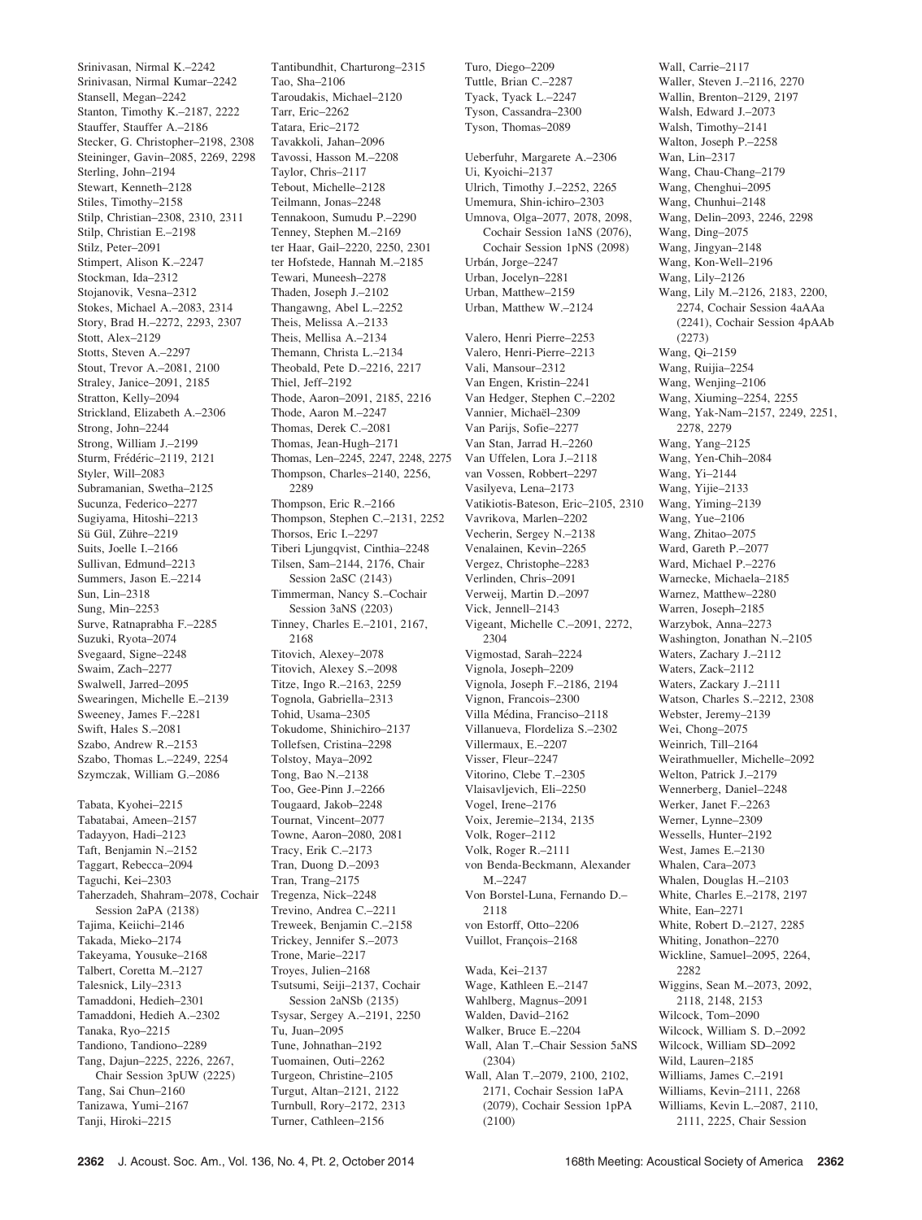Srinivasan, Nirmal K.–2242
Srinivasan, Nirmal Kumar–2242
Stansell, Megan–2242
Stanton, Timothy K.–2187, 2222
Stauffer, Stauffer A.–2186
Stecker, G. Christopher–2198, 2308
Steininger, Gavin–2085, 2269, 2298
Sterling, John–2194
Stewart, Kenneth–2128
Stiles, Timothy–2158
Stilp, Christian–2308, 2310, 2311
Stilp, Christian E.–2198
Stilz, Peter–2091
Stimpert, Alison K.–2247
Stockman, Ida–2312
Stojanovik, Vesna–2312
Stokes, Michael A.–2083, 2314
Story, Brad H.–2272, 2293, 2307
Stott, Alex–2129
Stotts, Steven A.–2297
Stout, Trevor A.–2081, 2100
Straley, Janice–2091, 2185
Stratton, Kelly–2094
Strickland, Elizabeth A.–2306
Strong, John–2244
Strong, William J.–2199
Sturm, Frédéric–2119, 2121
Styler, Will–2083
Subramanian, Swetha–2125
Sucunza, Federico–2277
Sugiyama, Hitoshi–2213
Sü Gül, Zühre–2219
Suits, Joelle I.–2166
Sullivan, Edmund–2213
Summers, Jason E.–2214
Sun, Lin–2318
Sung, Min–2253
Surve, Ratnaprabha F.–2285
Suzuki, Ryota–2074
Svegaard, Signe–2248
Swaim, Zach–2277
Swalwell, Jarred–2095
Swearingen, Michelle E.–2139
Sweeney, James F.–2281
Swift, Hales S.–2081
Szabo, Andrew R.–2153
Szabo, Thomas L.–2249, 2254
Szymczak, William G.–2086

Tabata, Kyohei–2215
Tabatabai, Ameen–2157
Tadayyon, Hadi–2123
Taft, Benjamin N.–2152
Taggart, Rebecca–2094
Taguchi, Kei–2303
Taherzadeh, Shahram–2078, Cochair Session 2aPA (2138)
Tajima, Keiichi–2146
Takada, Mieko–2174
Takeyama, Yousuke–2168
Talbert, Coretta M.–2127
Talesnick, Lily–2313
Tamaddoni, Hedieh–2301
Tamaddoni, Hedieh A.–2302
Tanaka, Ryo–2215
Tandiono, Tandiono–2289
Tang, Dajun–2225, 2226, 2267, Chair Session 3pUW (2225)
Tang, Sai Chun–2160
Tanizawa, Yumi–2167
Tanji, Hiroki–2215
Tantibundhit, Charturong–2315
Tao, Sha–2106
Taroudakis, Michael–2120
Tarr, Eric–2262
Tatara, Eric–2172
Tavakkoli, Jahan–2096
Tavossi, Hasson M.–2208
Taylor, Chris–2117
Tebout, Michelle–2128
Teilmann, Jonas–2248
Tennakoon, Sumudu P.–2290
Tenney, Stephen M.–2169
ter Haar, Gail–2220, 2250, 2301
ter Hofstede, Hannah M.–2185
Tewari, Muneesh–2278
Thaden, Joseph J.–2102
Thangawng, Abel L.–2252
Theis, Melissa A.–2133
Theis, Mellisa A.–2134
Themann, Christa L.–2134
Theobald, Pete D.–2216, 2217
Thiel, Jeff–2192
Thode, Aaron–2091, 2185, 2216
Thode, Aaron M.–2247
Thomas, Derek C.–2081
Thomas, Jean-Hugh–2171
Thomas, Len–2245, 2247, 2248, 2275
Thompson, Charles–2140, 2256, 2289
Thompson, Eric R.–2166
Thompson, Stephen C.–2131, 2252
Thorsos, Eric I.–2297
Tiberi Ljungqvist, Cinthia–2248
Tilsen, Sam–2144, 2176, Chair Session 2aSC (2143)
Timmerman, Nancy S.–Cochair Session 3aNS (2203)
Tinney, Charles E.–2101, 2167, 2168
Titovich, Alexey–2078
Titovich, Alexey S.–2098
Titze, Ingo R.–2163, 2259
Tognola, Gabriella–2313
Tohid, Usama–2305
Tokudome, Shinichiro–2137
Tollefsen, Cristina–2298
Tolstoy, Maya–2092
Tong, Bao N.–2138
Too, Gee-Pinn J.–2266
Tougaard, Jakob–2248
Tournat, Vincent–2077
Towne, Aaron–2080, 2081
Tracy, Erik C.–2173
Tran, Duong D.–2093
Tran, Trang–2175
Tregenza, Nick–2248
Trevino, Andrea C.–2211
Treweek, Benjamin C.–2158
Trickey, Jennifer S.–2073
Trone, Marie–2217
Troyes, Julien–2168
Tsutsumi, Seiji–2137, Cochair Session 2aNSb (2135)
Tsysar, Sergey A.–2191, 2250
Tu, Juan–2095
Tune, Johnathan–2192
Tuomainen, Outi–2262
Turgeon, Christine–2105
Turgut, Altan–2121, 2122
Turnbull, Rory–2172, 2313
Turner, Cathleen–2156
Turo, Diego–2209
Tuttle, Brian C.–2287
Tyack, Tyack L.–2247
Tyson, Cassandra–2300
Tyson, Thomas–2089

Ueberfuhr, Margarete A.–2306
Ui, Kyoichi–2137
Ulrich, Timothy J.–2252, 2265
Umemura, Shin-ichiro–2303
Umnova, Olga–2077, 2078, 2098, Cochair Session 1aNS (2076), Cochair Session 1pNS (2098)
Urbán, Jorge–2247
Urban, Jocelyn–2281
Urban, Matthew–2159
Urban, Matthew W.–2124

Valero, Henri Pierre–2253
Valero, Henri-Pierre–2213
Vali, Mansour–2312
Van Engen, Kristin–2241
Van Hedger, Stephen C.–2202
Vannier, Michaël–2309
Van Parijs, Sofie–2277
Van Stan, Jarrad H.–2260
Van Uffelen, Lora J.–2118
van Vossen, Robbert–2297
Vasilyeva, Lena–2173
Vatikiotis-Bateson, Eric–2105, 2310
Vavrikova, Marlen–2202
Vecherin, Sergey N.–2138
Venalainen, Kevin–2265
Vergez, Christophe–2283
Verlinden, Chris–2091
Verweij, Martin D.–2097
Vick, Jennell–2143
Vigeant, Michelle C.–2091, 2272, 2304
Vigmostad, Sarah–2224
Vignola, Joseph–2209
Vignola, Joseph F.–2186, 2194
Vignon, Francois–2300
Villa Médina, Franciso–2118
Villanueva, Flordeliza S.–2302
Villermaux, E.–2207
Visser, Fleur–2247
Vitorino, Clebe T.–2305
Vlaisavljevich, Eli–2250
Vogel, Irene–2176
Voix, Jeremie–2134, 2135
Volk, Roger–2112
Volk, Roger R.–2111
von Benda-Beckmann, Alexander M.–2247
Von Borstel-Luna, Fernando D.–2118
von Estorff, Otto–2206
Vuillot, François–2168

Wada, Kei–2137
Wage, Kathleen E.–2147
Wahlberg, Magnus–2091
Walden, David–2162
Walker, Bruce E.–2204
Wall, Alan T.–Chair Session 5aNS (2304)
Wall, Alan T.–2079, 2100, 2102, 2171, Cochair Session 1aPA (2079), Cochair Session 1pPA (2100)
Wall, Carrie–2117
Waller, Steven J.–2116, 2270
Wallin, Brenton–2129, 2197
Walsh, Edward J.–2073
Walsh, Timothy–2141
Walton, Joseph P.–2258
Wan, Lin–2317
Wang, Chau-Chang–2179
Wang, Chenghui–2095
Wang, Chunhui–2148
Wang, Delin–2093, 2246, 2298
Wang, Ding–2075
Wang, Jingyan–2148
Wang, Kon-Well–2196
Wang, Lily–2126
Wang, Lily M.–2126, 2183, 2200, 2274, Cochair Session 4aAAa (2241), Cochair Session 4pAAb (2273)
Wang, Qi–2159
Wang, Ruijia–2254
Wang, Wenjing–2106
Wang, Xiuming–2254, 2255
Wang, Yak-Nam–2157, 2249, 2251, 2278, 2279
Wang, Yang–2125
Wang, Yen-Chih–2084
Wang, Yi–2144
Wang, Yijie–2133
Wang, Yiming–2139
Wang, Yue–2106
Wang, Zhitao–2075
Ward, Gareth P.–2077
Ward, Michael P.–2276
Warnecke, Michaela–2185
Warnez, Matthew–2280
Warren, Joseph–2185
Warzybok, Anna–2273
Washington, Jonathan N.–2105
Waters, Zachary J.–2112
Waters, Zack–2112
Waters, Zackary J.–2111
Watson, Charles S.–2212, 2308
Webster, Jeremy–2139
Wei, Chong–2075
Weinrich, Till–2164
Weirathmueller, Michelle–2092
Welton, Patrick J.–2179
Wennerberg, Daniel–2248
Werker, Janet F.–2263
Werner, Lynne–2309
Wessells, Hunter–2192
West, James E.–2130
Whalen, Cara–2073
Whalen, Douglas H.–2103
White, Charles E.–2178, 2197
White, Ean–2271
White, Robert D.–2127, 2285
Whiting, Jonathon–2270
Wickline, Samuel–2095, 2264, 2282
Wiggins, Sean M.–2073, 2092, 2118, 2148, 2153
Wilcock, Tom–2090
Wilcock, William S. D.–2092
Wilcock, William SD–2092
Wild, Lauren–2185
Williams, James C.–2191
Williams, Kevin–2111, 2268
Williams, Kevin L.–2087, 2110, 2111, 2225, Chair Session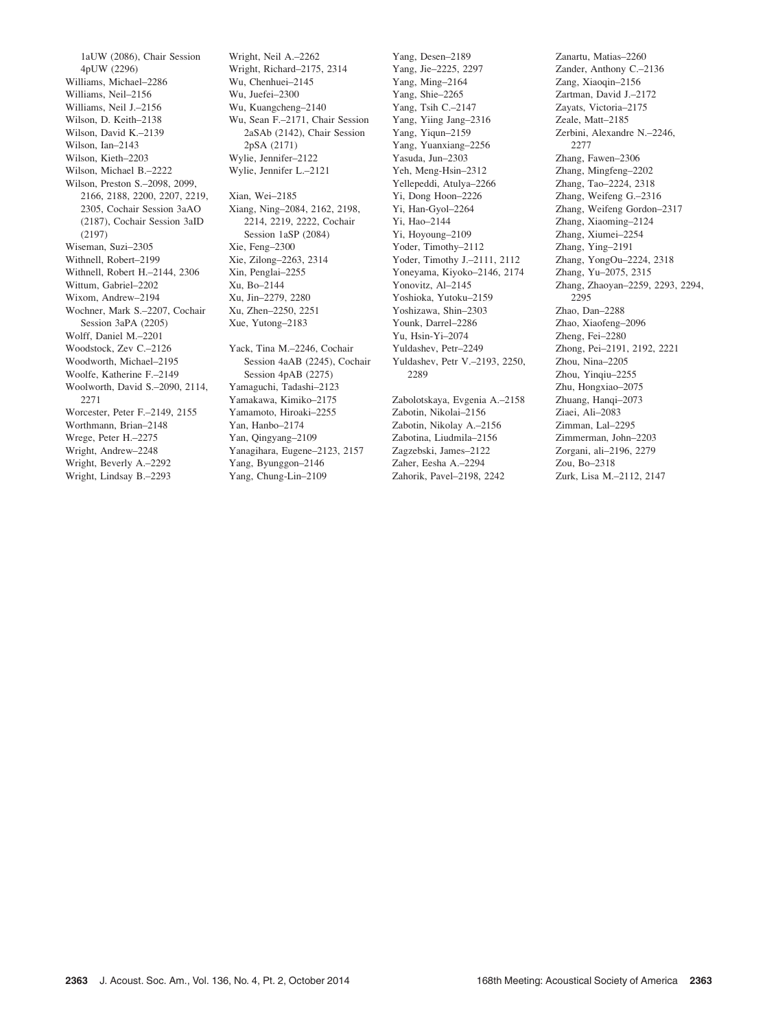1aUW (2086), Chair Session 4pUW (2296)
Williams, Michael–2286
Williams, Neil–2156
Williams, Neil J.–2156
Wilson, D. Keith–2138
Wilson, David K.–2139
Wilson, Ian–2143
Wilson, Kieth–2203
Wilson, Michael B.–2222
Wilson, Preston S.–2098, 2099, 2166, 2188, 2200, 2207, 2219, 2305, Cochair Session 3aAO (2187), Cochair Session 3aID (2197)
Wiseman, Suzi–2305
Withnell, Robert–2199
Withnell, Robert H.–2144, 2306
Wittum, Gabriel–2202
Wixom, Andrew–2194
Wochner, Mark S.–2207, Cochair Session 3aPA (2205)
Wolff, Daniel M.–2201
Woodstock, Zev C.–2126
Woodworth, Michael–2195
Woolfe, Katherine F.–2149
Woolworth, David S.–2090, 2114, 2271
Worcester, Peter F.–2149, 2155
Worthmann, Brian–2148
Wrege, Peter H.–2275
Wright, Andrew–2248
Wright, Beverly A.–2292
Wright, Lindsay B.–2293
Wright, Neil A.–2262
Wright, Richard–2175, 2314
Wu, Chenhuei–2145
Wu, Juefei–2300
Wu, Kuangcheng–2140
Wu, Sean F.–2171, Chair Session 2aSAb (2142), Chair Session 2pSA (2171)
Wylie, Jennifer–2122
Wylie, Jennifer L.–2121

Xian, Wei–2185
Xiang, Ning–2084, 2162, 2198, 2214, 2219, 2222, Cochair Session 1aSP (2084)
Xie, Feng–2300
Xie, Zilong–2263, 2314
Xin, Penglai–2255
Xu, Bo–2144
Xu, Jin–2279, 2280
Xu, Zhen–2250, 2251
Xue, Yutong–2183

Yack, Tina M.–2246, Cochair Session 4aAB (2245), Cochair Session 4pAB (2275)
Yamaguchi, Tadashi–2123
Yamakawa, Kimiko–2175
Yamamoto, Hiroaki–2255
Yan, Hanbo–2174
Yan, Qingyang–2109
Yanagihara, Eugene–2123, 2157
Yang, Byunggon–2146
Yang, Chung-Lin–2109
Yang, Desen–2189
Yang, Jie–2225, 2297
Yang, Ming–2164
Yang, Shie–2265
Yang, Tsih C.–2147
Yang, Yiing Jang–2316
Yang, Yiqun–2159
Yang, Yuanxiang–2256
Yasuda, Jun–2303
Yeh, Meng-Hsin–2312
Yellepeddi, Atulya–2266
Yi, Dong Hoon–2226
Yi, Han-Gyol–2264
Yi, Hao–2144
Yi, Hoyoung–2109
Yoder, Timothy–2112
Yoder, Timothy J.–2111, 2112
Yoneyama, Kiyoko–2146, 2174
Yonovitz, Al–2145
Yoshioka, Yutoku–2159
Yoshizawa, Shin–2303
Younk, Darrel–2286
Yu, Hsin-Yi–2074
Yuldashev, Petr–2249
Yuldashev, Petr V.–2193, 2250, 2289

Zabolotskaya, Evgenia A.–2158
Zabotin, Nikolai–2156
Zabotin, Nikolay A.–2156
Zabotina, Liudmila–2156
Zagzebski, James–2122
Zaher, Eesha A.–2294
Zahorik, Pavel–2198, 2242
Zanartu, Matias–2260
Zander, Anthony C.–2136
Zang, Xiaoqin–2156
Zartman, David J.–2172
Zayats, Victoria–2175
Zeale, Matt–2185
Zerbini, Alexandre N.–2246, 2277
Zhang, Fawen–2306
Zhang, Mingfeng–2202
Zhang, Tao–2224, 2318
Zhang, Weifeng G.–2316
Zhang, Weifeng Gordon–2317
Zhang, Xiaoming–2124
Zhang, Xiumei–2254
Zhang, Ying–2191
Zhang, YongOu–2224, 2318
Zhang, Yu–2075, 2315
Zhang, Zhaoyan–2259, 2293, 2294, 2295
Zhao, Dan–2288
Zhao, Xiaofeng–2096
Zheng, Fei–2280
Zhong, Pei–2191, 2192, 2221
Zhou, Nina–2205
Zhou, Yinqiu–2255
Zhu, Hongxiao–2075
Zhuang, Hanqi–2073
Ziaei, Ali–2083
Zimman, Lal–2295
Zimmerman, John–2203
Zorgani, ali–2196, 2279
Zou, Bo–2318
Zurk, Lisa M.–2112, 2147